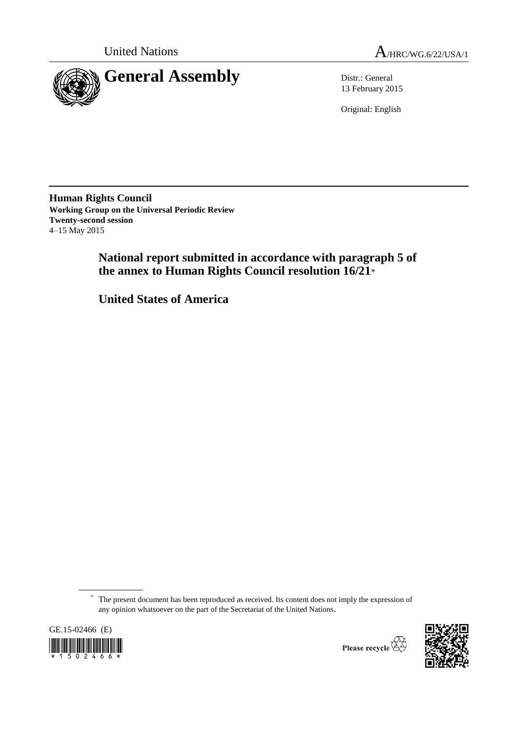United Nations A/HRC/WG.6/22/USA/1

# General Assembly

Distr.: General
13 February 2015

Original: English

**Human Rights Council**
**Working Group on the Universal Periodic Review**
**Twenty-second session**
4–15 May 2015

## National report submitted in accordance with paragraph 5 of the annex to Human Rights Council resolution 16/21*

## United States of America

\* The present document has been reproduced as received. Its content does not imply the expression of any opinion whatsoever on the part of the Secretariat of the United Nations.

GE.15-02466 (E)

Please recycle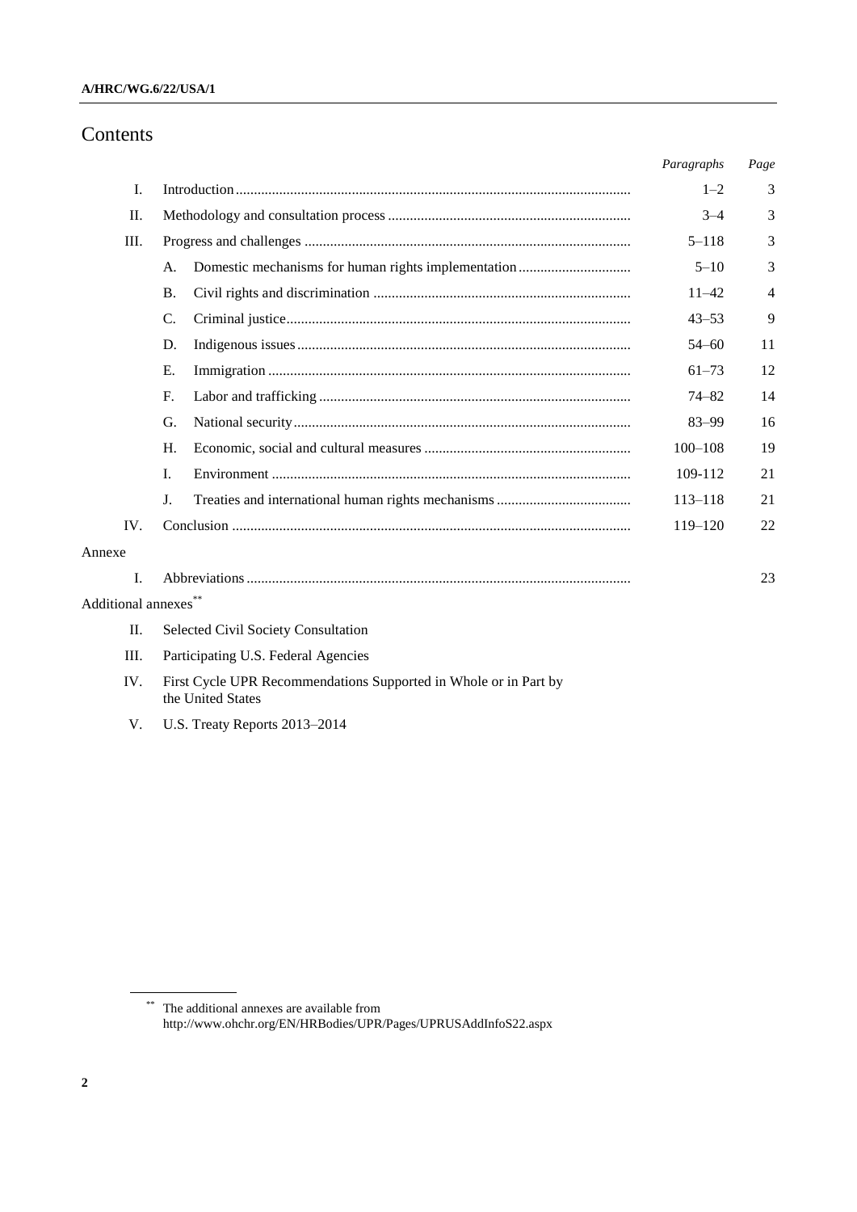# Contents

| | | Paragraphs | Page |
|---|---|---|---|
| I. | Introduction | 1–2 | 3 |
| II. | Methodology and consultation process | 3–4 | 3 |
| III. | Progress and challenges | 5–118 | 3 |
| | A. Domestic mechanisms for human rights implementation | 5–10 | 3 |
| | B. Civil rights and discrimination | 11–42 | 4 |
| | C. Criminal justice | 43–53 | 9 |
| | D. Indigenous issues | 54–60 | 11 |
| | E. Immigration | 61–73 | 12 |
| | F. Labor and trafficking | 74–82 | 14 |
| | G. National security | 83–99 | 16 |
| | H. Economic, social and cultural measures | 100–108 | 19 |
| | I. Environment | 109-112 | 21 |
| | J. Treaties and international human rights mechanisms | 113–118 | 21 |
| IV. | Conclusion | 119–120 | 22 |
| Annexe | | | |
| I. | Abbreviations | | 23 |
| Additional annexes** | | | |
| II. | Selected Civil Society Consultation | | |
| III. | Participating U.S. Federal Agencies | | |
| IV. | First Cycle UPR Recommendations Supported in Whole or in Part by the United States | | |
| V. | U.S. Treaty Reports 2013–2014 | | |

** The additional annexes are available from http://www.ohchr.org/EN/HRBodies/UPR/Pages/UPRUSAddInfoS22.aspx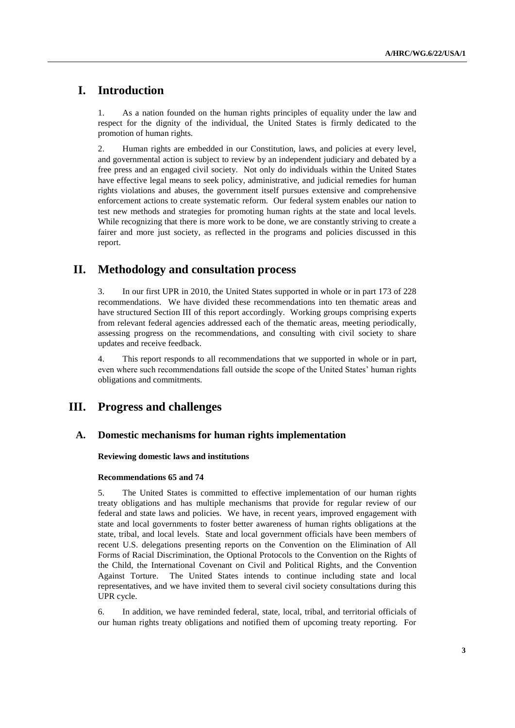# I. Introduction

1. As a nation founded on the human rights principles of equality under the law and respect for the dignity of the individual, the United States is firmly dedicated to the promotion of human rights.

2. Human rights are embedded in our Constitution, laws, and policies at every level, and governmental action is subject to review by an independent judiciary and debated by a free press and an engaged civil society. Not only do individuals within the United States have effective legal means to seek policy, administrative, and judicial remedies for human rights violations and abuses, the government itself pursues extensive and comprehensive enforcement actions to create systematic reform. Our federal system enables our nation to test new methods and strategies for promoting human rights at the state and local levels. While recognizing that there is more work to be done, we are constantly striving to create a fairer and more just society, as reflected in the programs and policies discussed in this report.

# II. Methodology and consultation process

3. In our first UPR in 2010, the United States supported in whole or in part 173 of 228 recommendations. We have divided these recommendations into ten thematic areas and have structured Section III of this report accordingly. Working groups comprising experts from relevant federal agencies addressed each of the thematic areas, meeting periodically, assessing progress on the recommendations, and consulting with civil society to share updates and receive feedback.

4. This report responds to all recommendations that we supported in whole or in part, even where such recommendations fall outside the scope of the United States' human rights obligations and commitments.

# III. Progress and challenges

## A. Domestic mechanisms for human rights implementation

**Reviewing domestic laws and institutions**

**Recommendations 65 and 74**

5. The United States is committed to effective implementation of our human rights treaty obligations and has multiple mechanisms that provide for regular review of our federal and state laws and policies. We have, in recent years, improved engagement with state and local governments to foster better awareness of human rights obligations at the state, tribal, and local levels. State and local government officials have been members of recent U.S. delegations presenting reports on the Convention on the Elimination of All Forms of Racial Discrimination, the Optional Protocols to the Convention on the Rights of the Child, the International Covenant on Civil and Political Rights, and the Convention Against Torture. The United States intends to continue including state and local representatives, and we have invited them to several civil society consultations during this UPR cycle.

6. In addition, we have reminded federal, state, local, tribal, and territorial officials of our human rights treaty obligations and notified them of upcoming treaty reporting. For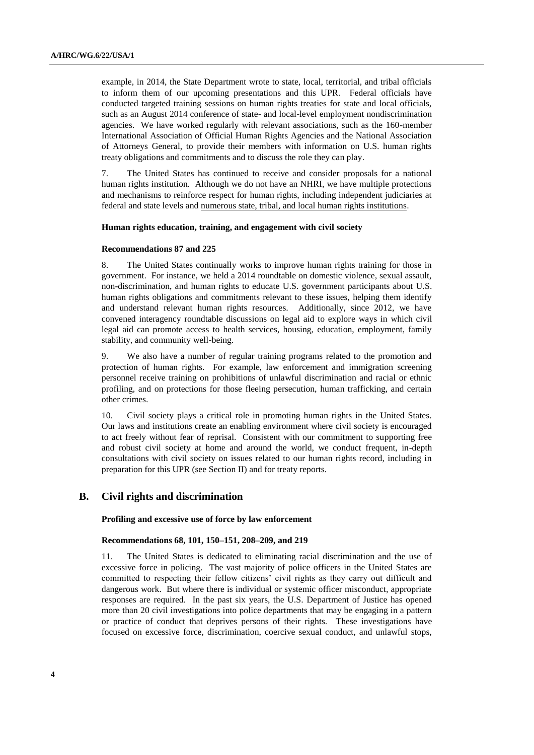example, in 2014, the State Department wrote to state, local, territorial, and tribal officials to inform them of our upcoming presentations and this UPR. Federal officials have conducted targeted training sessions on human rights treaties for state and local officials, such as an August 2014 conference of state- and local-level employment nondiscrimination agencies. We have worked regularly with relevant associations, such as the 160-member International Association of Official Human Rights Agencies and the National Association of Attorneys General, to provide their members with information on U.S. human rights treaty obligations and commitments and to discuss the role they can play.

7. The United States has continued to receive and consider proposals for a national human rights institution. Although we do not have an NHRI, we have multiple protections and mechanisms to reinforce respect for human rights, including independent judiciaries at federal and state levels and numerous state, tribal, and local human rights institutions.

#### Human rights education, training, and engagement with civil society

#### Recommendations 87 and 225

8. The United States continually works to improve human rights training for those in government. For instance, we held a 2014 roundtable on domestic violence, sexual assault, non-discrimination, and human rights to educate U.S. government participants about U.S. human rights obligations and commitments relevant to these issues, helping them identify and understand relevant human rights resources. Additionally, since 2012, we have convened interagency roundtable discussions on legal aid to explore ways in which civil legal aid can promote access to health services, housing, education, employment, family stability, and community well-being.

9. We also have a number of regular training programs related to the promotion and protection of human rights. For example, law enforcement and immigration screening personnel receive training on prohibitions of unlawful discrimination and racial or ethnic profiling, and on protections for those fleeing persecution, human trafficking, and certain other crimes.

10. Civil society plays a critical role in promoting human rights in the United States. Our laws and institutions create an enabling environment where civil society is encouraged to act freely without fear of reprisal. Consistent with our commitment to supporting free and robust civil society at home and around the world, we conduct frequent, in-depth consultations with civil society on issues related to our human rights record, including in preparation for this UPR (see Section II) and for treaty reports.

## B. Civil rights and discrimination

#### Profiling and excessive use of force by law enforcement

#### Recommendations 68, 101, 150–151, 208–209, and 219

11. The United States is dedicated to eliminating racial discrimination and the use of excessive force in policing. The vast majority of police officers in the United States are committed to respecting their fellow citizens' civil rights as they carry out difficult and dangerous work. But where there is individual or systemic officer misconduct, appropriate responses are required. In the past six years, the U.S. Department of Justice has opened more than 20 civil investigations into police departments that may be engaging in a pattern or practice of conduct that deprives persons of their rights. These investigations have focused on excessive force, discrimination, coercive sexual conduct, and unlawful stops,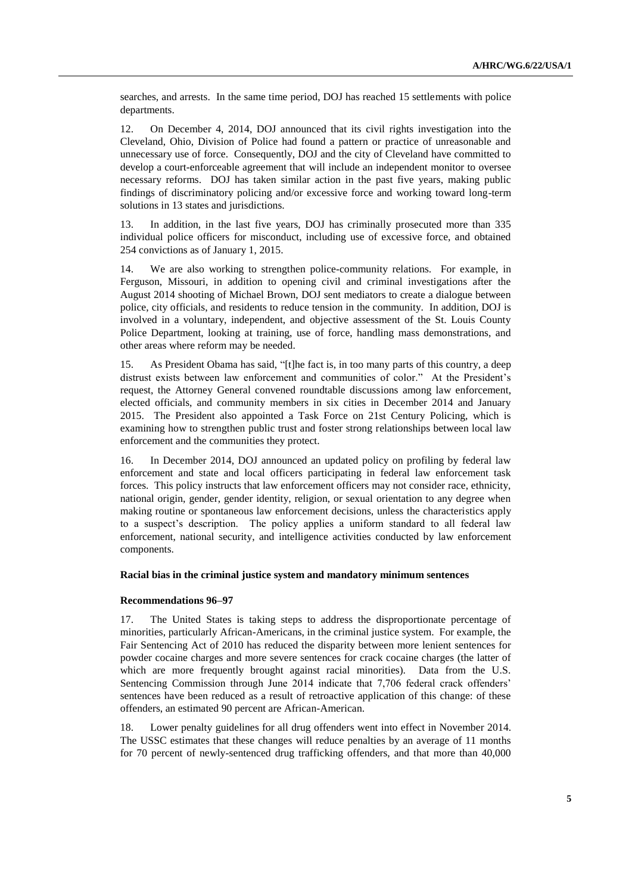searches, and arrests. In the same time period, DOJ has reached 15 settlements with police departments.

12. On December 4, 2014, DOJ announced that its civil rights investigation into the Cleveland, Ohio, Division of Police had found a pattern or practice of unreasonable and unnecessary use of force. Consequently, DOJ and the city of Cleveland have committed to develop a court-enforceable agreement that will include an independent monitor to oversee necessary reforms. DOJ has taken similar action in the past five years, making public findings of discriminatory policing and/or excessive force and working toward long-term solutions in 13 states and jurisdictions.

13. In addition, in the last five years, DOJ has criminally prosecuted more than 335 individual police officers for misconduct, including use of excessive force, and obtained 254 convictions as of January 1, 2015.

14. We are also working to strengthen police-community relations. For example, in Ferguson, Missouri, in addition to opening civil and criminal investigations after the August 2014 shooting of Michael Brown, DOJ sent mediators to create a dialogue between police, city officials, and residents to reduce tension in the community. In addition, DOJ is involved in a voluntary, independent, and objective assessment of the St. Louis County Police Department, looking at training, use of force, handling mass demonstrations, and other areas where reform may be needed.

15. As President Obama has said, "[t]he fact is, in too many parts of this country, a deep distrust exists between law enforcement and communities of color." At the President's request, the Attorney General convened roundtable discussions among law enforcement, elected officials, and community members in six cities in December 2014 and January 2015. The President also appointed a Task Force on 21st Century Policing, which is examining how to strengthen public trust and foster strong relationships between local law enforcement and the communities they protect.

16. In December 2014, DOJ announced an updated policy on profiling by federal law enforcement and state and local officers participating in federal law enforcement task forces. This policy instructs that law enforcement officers may not consider race, ethnicity, national origin, gender, gender identity, religion, or sexual orientation to any degree when making routine or spontaneous law enforcement decisions, unless the characteristics apply to a suspect's description. The policy applies a uniform standard to all federal law enforcement, national security, and intelligence activities conducted by law enforcement components.

#### Racial bias in the criminal justice system and mandatory minimum sentences

#### Recommendations 96–97

17. The United States is taking steps to address the disproportionate percentage of minorities, particularly African-Americans, in the criminal justice system. For example, the Fair Sentencing Act of 2010 has reduced the disparity between more lenient sentences for powder cocaine charges and more severe sentences for crack cocaine charges (the latter of which are more frequently brought against racial minorities). Data from the U.S. Sentencing Commission through June 2014 indicate that 7,706 federal crack offenders' sentences have been reduced as a result of retroactive application of this change: of these offenders, an estimated 90 percent are African-American.

18. Lower penalty guidelines for all drug offenders went into effect in November 2014. The USSC estimates that these changes will reduce penalties by an average of 11 months for 70 percent of newly-sentenced drug trafficking offenders, and that more than 40,000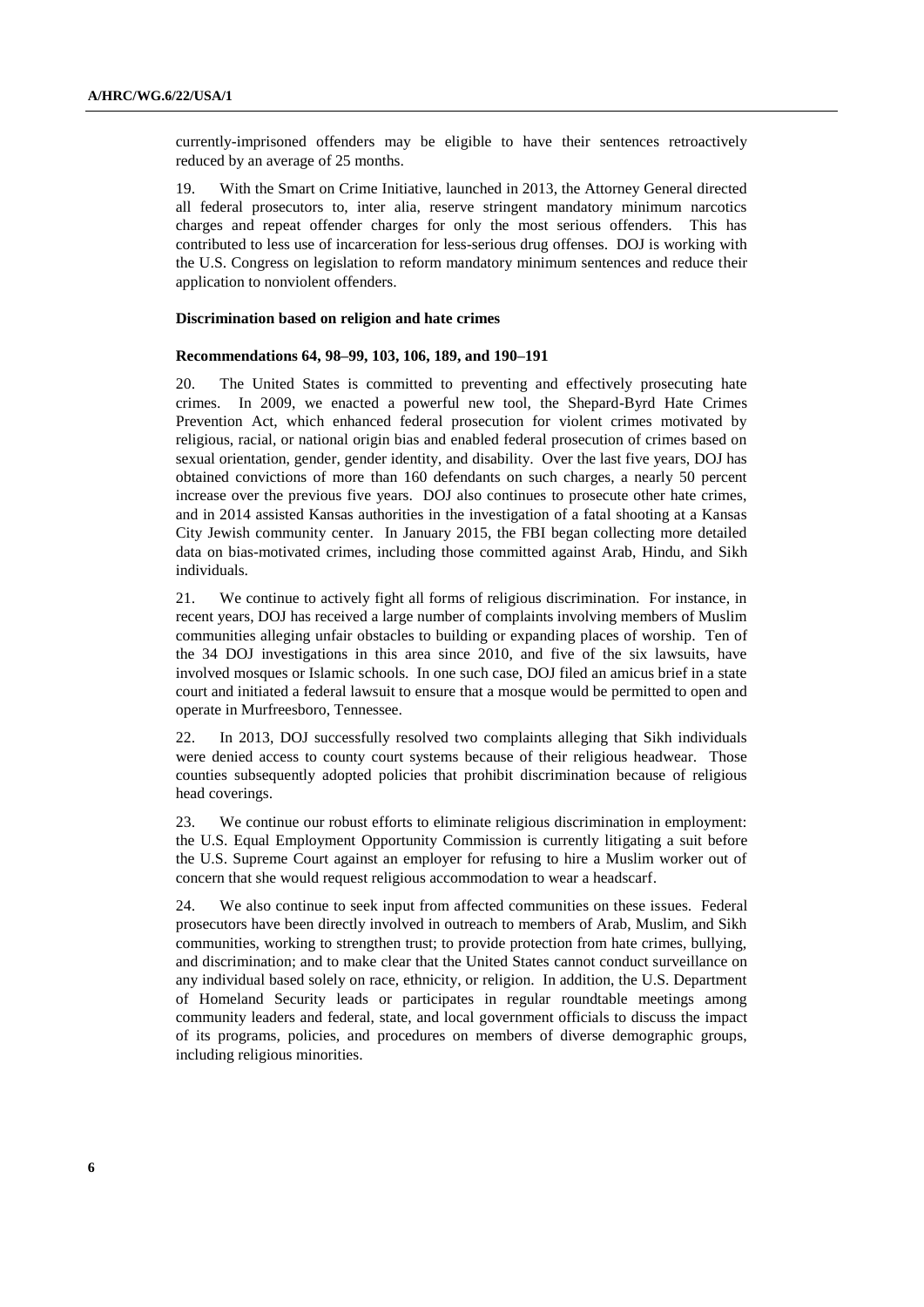currently-imprisoned offenders may be eligible to have their sentences retroactively reduced by an average of 25 months.

19. With the Smart on Crime Initiative, launched in 2013, the Attorney General directed all federal prosecutors to, inter alia, reserve stringent mandatory minimum narcotics charges and repeat offender charges for only the most serious offenders. This has contributed to less use of incarceration for less-serious drug offenses. DOJ is working with the U.S. Congress on legislation to reform mandatory minimum sentences and reduce their application to nonviolent offenders.

**Discrimination based on religion and hate crimes**

**Recommendations 64, 98–99, 103, 106, 189, and 190–191**

20. The United States is committed to preventing and effectively prosecuting hate crimes. In 2009, we enacted a powerful new tool, the Shepard-Byrd Hate Crimes Prevention Act, which enhanced federal prosecution for violent crimes motivated by religious, racial, or national origin bias and enabled federal prosecution of crimes based on sexual orientation, gender, gender identity, and disability. Over the last five years, DOJ has obtained convictions of more than 160 defendants on such charges, a nearly 50 percent increase over the previous five years. DOJ also continues to prosecute other hate crimes, and in 2014 assisted Kansas authorities in the investigation of a fatal shooting at a Kansas City Jewish community center. In January 2015, the FBI began collecting more detailed data on bias-motivated crimes, including those committed against Arab, Hindu, and Sikh individuals.

21. We continue to actively fight all forms of religious discrimination. For instance, in recent years, DOJ has received a large number of complaints involving members of Muslim communities alleging unfair obstacles to building or expanding places of worship. Ten of the 34 DOJ investigations in this area since 2010, and five of the six lawsuits, have involved mosques or Islamic schools. In one such case, DOJ filed an amicus brief in a state court and initiated a federal lawsuit to ensure that a mosque would be permitted to open and operate in Murfreesboro, Tennessee.

22. In 2013, DOJ successfully resolved two complaints alleging that Sikh individuals were denied access to county court systems because of their religious headwear. Those counties subsequently adopted policies that prohibit discrimination because of religious head coverings.

23. We continue our robust efforts to eliminate religious discrimination in employment: the U.S. Equal Employment Opportunity Commission is currently litigating a suit before the U.S. Supreme Court against an employer for refusing to hire a Muslim worker out of concern that she would request religious accommodation to wear a headscarf.

24. We also continue to seek input from affected communities on these issues. Federal prosecutors have been directly involved in outreach to members of Arab, Muslim, and Sikh communities, working to strengthen trust; to provide protection from hate crimes, bullying, and discrimination; and to make clear that the United States cannot conduct surveillance on any individual based solely on race, ethnicity, or religion. In addition, the U.S. Department of Homeland Security leads or participates in regular roundtable meetings among community leaders and federal, state, and local government officials to discuss the impact of its programs, policies, and procedures on members of diverse demographic groups, including religious minorities.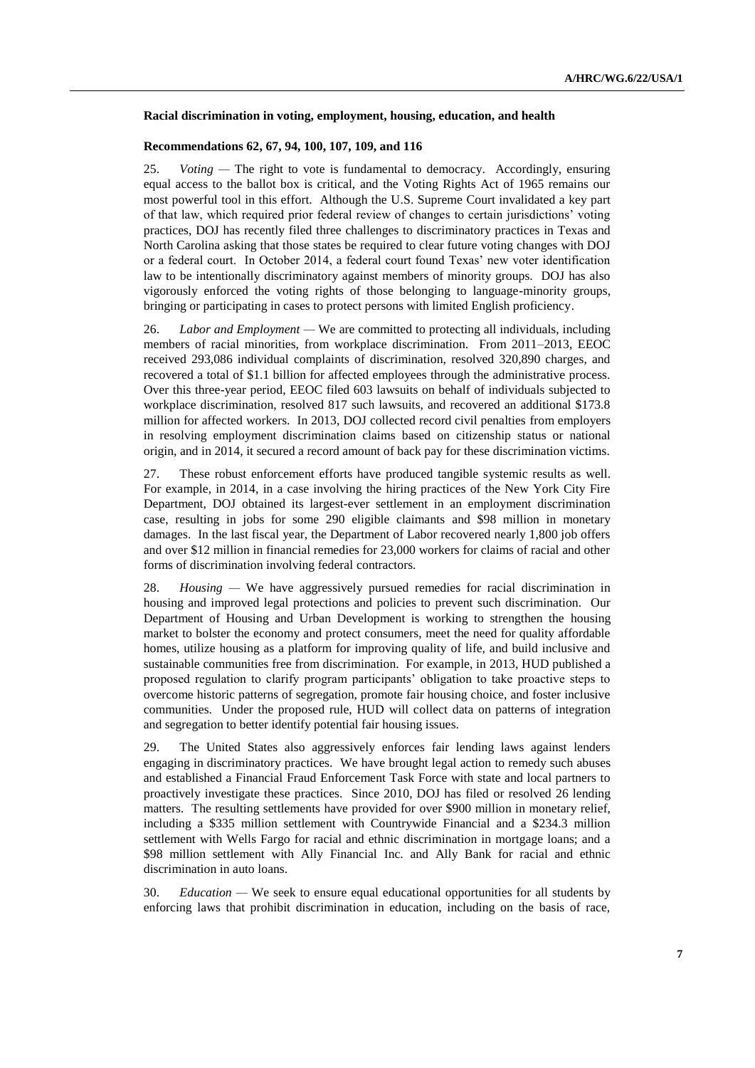**Racial discrimination in voting, employment, housing, education, and health**

**Recommendations 62, 67, 94, 100, 107, 109, and 116**

25. *Voting* — The right to vote is fundamental to democracy. Accordingly, ensuring equal access to the ballot box is critical, and the Voting Rights Act of 1965 remains our most powerful tool in this effort. Although the U.S. Supreme Court invalidated a key part of that law, which required prior federal review of changes to certain jurisdictions' voting practices, DOJ has recently filed three challenges to discriminatory practices in Texas and North Carolina asking that those states be required to clear future voting changes with DOJ or a federal court. In October 2014, a federal court found Texas' new voter identification law to be intentionally discriminatory against members of minority groups. DOJ has also vigorously enforced the voting rights of those belonging to language-minority groups, bringing or participating in cases to protect persons with limited English proficiency.

26. *Labor and Employment* — We are committed to protecting all individuals, including members of racial minorities, from workplace discrimination. From 2011–2013, EEOC received 293,086 individual complaints of discrimination, resolved 320,890 charges, and recovered a total of $1.1 billion for affected employees through the administrative process. Over this three-year period, EEOC filed 603 lawsuits on behalf of individuals subjected to workplace discrimination, resolved 817 such lawsuits, and recovered an additional $173.8 million for affected workers. In 2013, DOJ collected record civil penalties from employers in resolving employment discrimination claims based on citizenship status or national origin, and in 2014, it secured a record amount of back pay for these discrimination victims.

27. These robust enforcement efforts have produced tangible systemic results as well. For example, in 2014, in a case involving the hiring practices of the New York City Fire Department, DOJ obtained its largest-ever settlement in an employment discrimination case, resulting in jobs for some 290 eligible claimants and $98 million in monetary damages. In the last fiscal year, the Department of Labor recovered nearly 1,800 job offers and over $12 million in financial remedies for 23,000 workers for claims of racial and other forms of discrimination involving federal contractors.

28. *Housing* — We have aggressively pursued remedies for racial discrimination in housing and improved legal protections and policies to prevent such discrimination. Our Department of Housing and Urban Development is working to strengthen the housing market to bolster the economy and protect consumers, meet the need for quality affordable homes, utilize housing as a platform for improving quality of life, and build inclusive and sustainable communities free from discrimination. For example, in 2013, HUD published a proposed regulation to clarify program participants' obligation to take proactive steps to overcome historic patterns of segregation, promote fair housing choice, and foster inclusive communities. Under the proposed rule, HUD will collect data on patterns of integration and segregation to better identify potential fair housing issues.

29. The United States also aggressively enforces fair lending laws against lenders engaging in discriminatory practices. We have brought legal action to remedy such abuses and established a Financial Fraud Enforcement Task Force with state and local partners to proactively investigate these practices. Since 2010, DOJ has filed or resolved 26 lending matters. The resulting settlements have provided for over $900 million in monetary relief, including a $335 million settlement with Countrywide Financial and a $234.3 million settlement with Wells Fargo for racial and ethnic discrimination in mortgage loans; and a $98 million settlement with Ally Financial Inc. and Ally Bank for racial and ethnic discrimination in auto loans.

30. *Education* — We seek to ensure equal educational opportunities for all students by enforcing laws that prohibit discrimination in education, including on the basis of race,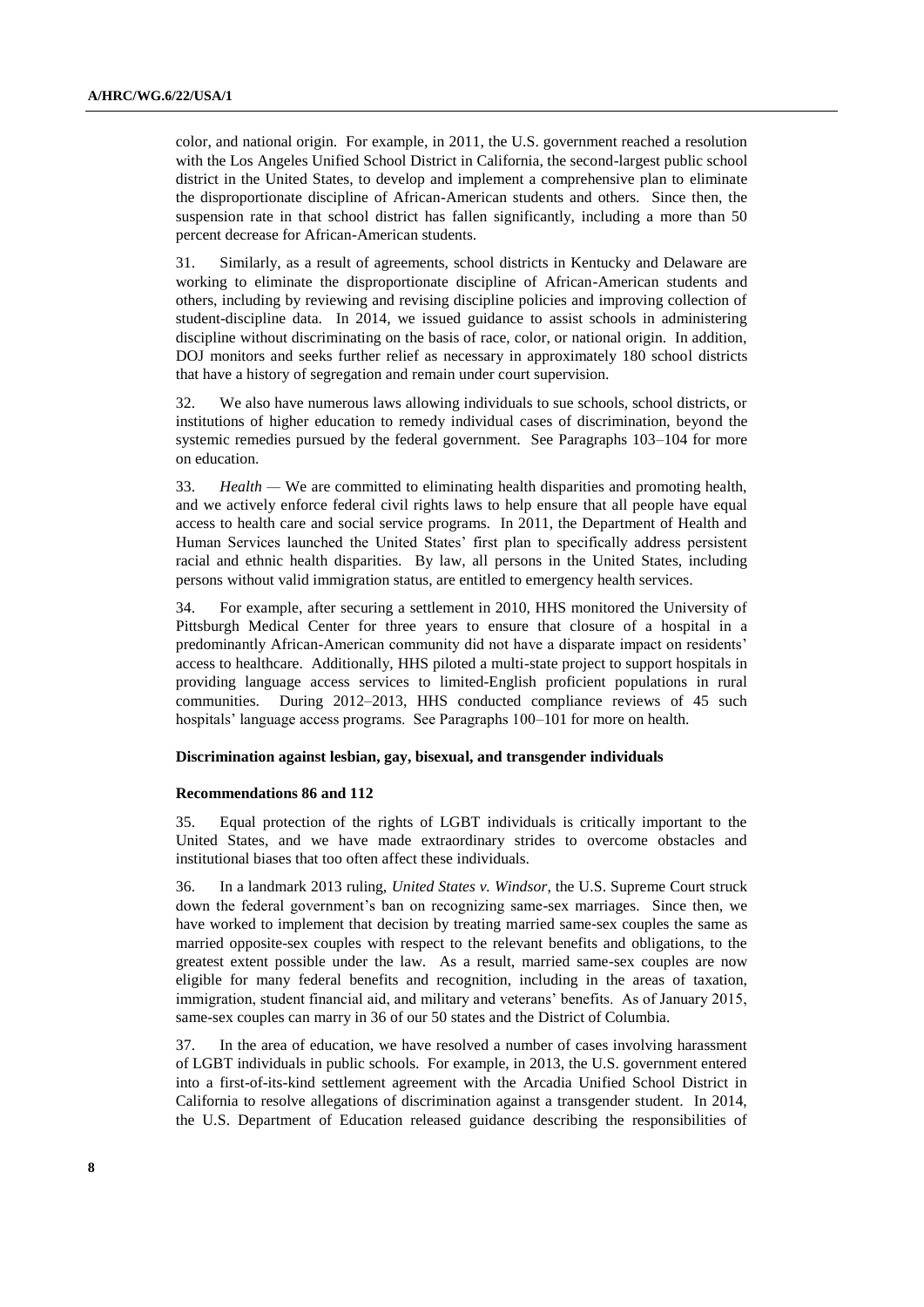color, and national origin. For example, in 2011, the U.S. government reached a resolution with the Los Angeles Unified School District in California, the second-largest public school district in the United States, to develop and implement a comprehensive plan to eliminate the disproportionate discipline of African-American students and others. Since then, the suspension rate in that school district has fallen significantly, including a more than 50 percent decrease for African-American students.

31. Similarly, as a result of agreements, school districts in Kentucky and Delaware are working to eliminate the disproportionate discipline of African-American students and others, including by reviewing and revising discipline policies and improving collection of student-discipline data. In 2014, we issued guidance to assist schools in administering discipline without discriminating on the basis of race, color, or national origin. In addition, DOJ monitors and seeks further relief as necessary in approximately 180 school districts that have a history of segregation and remain under court supervision.

32. We also have numerous laws allowing individuals to sue schools, school districts, or institutions of higher education to remedy individual cases of discrimination, beyond the systemic remedies pursued by the federal government. See Paragraphs 103–104 for more on education.

33. *Health* — We are committed to eliminating health disparities and promoting health, and we actively enforce federal civil rights laws to help ensure that all people have equal access to health care and social service programs. In 2011, the Department of Health and Human Services launched the United States' first plan to specifically address persistent racial and ethnic health disparities. By law, all persons in the United States, including persons without valid immigration status, are entitled to emergency health services.

34. For example, after securing a settlement in 2010, HHS monitored the University of Pittsburgh Medical Center for three years to ensure that closure of a hospital in a predominantly African-American community did not have a disparate impact on residents' access to healthcare. Additionally, HHS piloted a multi-state project to support hospitals in providing language access services to limited-English proficient populations in rural communities. During 2012–2013, HHS conducted compliance reviews of 45 such hospitals' language access programs. See Paragraphs 100–101 for more on health.

### Discrimination against lesbian, gay, bisexual, and transgender individuals

#### Recommendations 86 and 112

35. Equal protection of the rights of LGBT individuals is critically important to the United States, and we have made extraordinary strides to overcome obstacles and institutional biases that too often affect these individuals.

36. In a landmark 2013 ruling, *United States v. Windsor*, the U.S. Supreme Court struck down the federal government's ban on recognizing same-sex marriages. Since then, we have worked to implement that decision by treating married same-sex couples the same as married opposite-sex couples with respect to the relevant benefits and obligations, to the greatest extent possible under the law. As a result, married same-sex couples are now eligible for many federal benefits and recognition, including in the areas of taxation, immigration, student financial aid, and military and veterans' benefits. As of January 2015, same-sex couples can marry in 36 of our 50 states and the District of Columbia.

37. In the area of education, we have resolved a number of cases involving harassment of LGBT individuals in public schools. For example, in 2013, the U.S. government entered into a first-of-its-kind settlement agreement with the Arcadia Unified School District in California to resolve allegations of discrimination against a transgender student. In 2014, the U.S. Department of Education released guidance describing the responsibilities of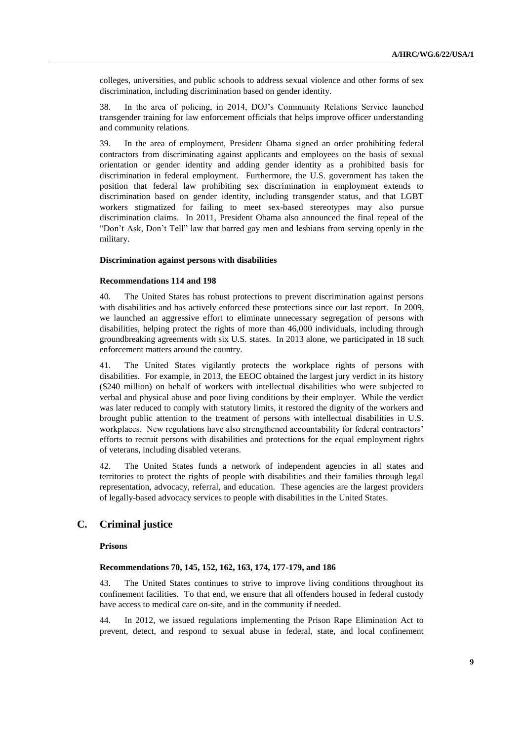colleges, universities, and public schools to address sexual violence and other forms of sex discrimination, including discrimination based on gender identity.

38. In the area of policing, in 2014, DOJ's Community Relations Service launched transgender training for law enforcement officials that helps improve officer understanding and community relations.

39. In the area of employment, President Obama signed an order prohibiting federal contractors from discriminating against applicants and employees on the basis of sexual orientation or gender identity and adding gender identity as a prohibited basis for discrimination in federal employment. Furthermore, the U.S. government has taken the position that federal law prohibiting sex discrimination in employment extends to discrimination based on gender identity, including transgender status, and that LGBT workers stigmatized for failing to meet sex-based stereotypes may also pursue discrimination claims. In 2011, President Obama also announced the final repeal of the "Don't Ask, Don't Tell" law that barred gay men and lesbians from serving openly in the military.

#### Discrimination against persons with disabilities

#### Recommendations 114 and 198

40. The United States has robust protections to prevent discrimination against persons with disabilities and has actively enforced these protections since our last report. In 2009, we launched an aggressive effort to eliminate unnecessary segregation of persons with disabilities, helping protect the rights of more than 46,000 individuals, including through groundbreaking agreements with six U.S. states. In 2013 alone, we participated in 18 such enforcement matters around the country.

41. The United States vigilantly protects the workplace rights of persons with disabilities. For example, in 2013, the EEOC obtained the largest jury verdict in its history ($240 million) on behalf of workers with intellectual disabilities who were subjected to verbal and physical abuse and poor living conditions by their employer. While the verdict was later reduced to comply with statutory limits, it restored the dignity of the workers and brought public attention to the treatment of persons with intellectual disabilities in U.S. workplaces. New regulations have also strengthened accountability for federal contractors' efforts to recruit persons with disabilities and protections for the equal employment rights of veterans, including disabled veterans.

42. The United States funds a network of independent agencies in all states and territories to protect the rights of people with disabilities and their families through legal representation, advocacy, referral, and education. These agencies are the largest providers of legally-based advocacy services to people with disabilities in the United States.

## C. Criminal justice

#### Prisons

#### Recommendations 70, 145, 152, 162, 163, 174, 177-179, and 186

43. The United States continues to strive to improve living conditions throughout its confinement facilities. To that end, we ensure that all offenders housed in federal custody have access to medical care on-site, and in the community if needed.

44. In 2012, we issued regulations implementing the Prison Rape Elimination Act to prevent, detect, and respond to sexual abuse in federal, state, and local confinement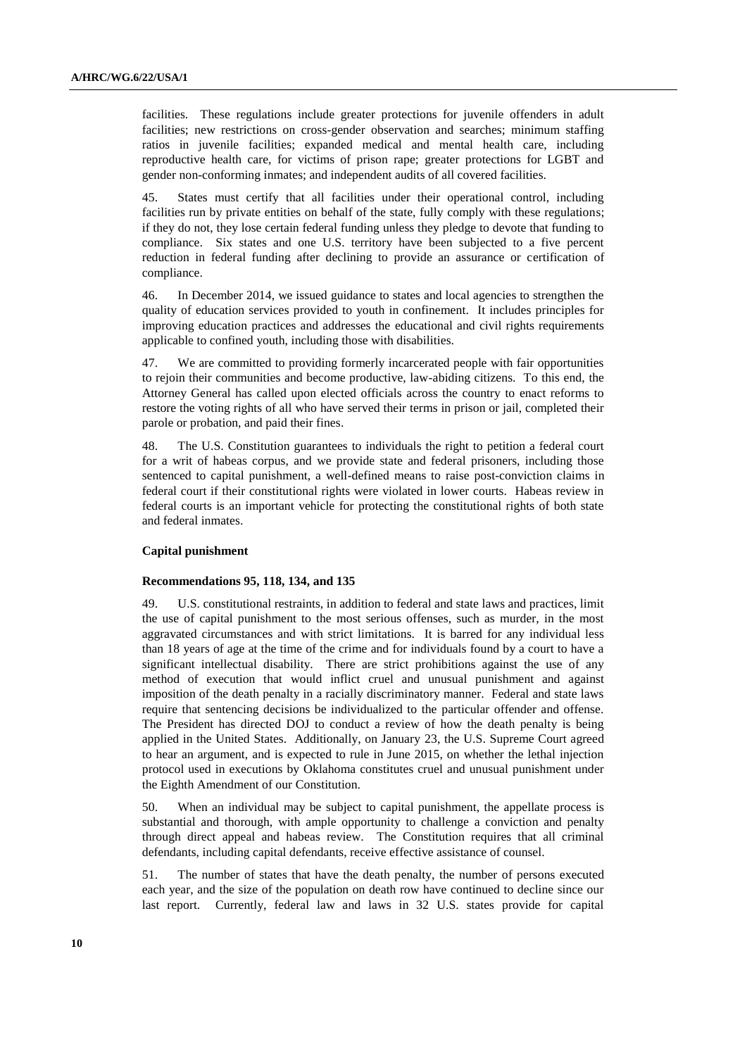facilities. These regulations include greater protections for juvenile offenders in adult facilities; new restrictions on cross-gender observation and searches; minimum staffing ratios in juvenile facilities; expanded medical and mental health care, including reproductive health care, for victims of prison rape; greater protections for LGBT and gender non-conforming inmates; and independent audits of all covered facilities.

45. States must certify that all facilities under their operational control, including facilities run by private entities on behalf of the state, fully comply with these regulations; if they do not, they lose certain federal funding unless they pledge to devote that funding to compliance. Six states and one U.S. territory have been subjected to a five percent reduction in federal funding after declining to provide an assurance or certification of compliance.

46. In December 2014, we issued guidance to states and local agencies to strengthen the quality of education services provided to youth in confinement. It includes principles for improving education practices and addresses the educational and civil rights requirements applicable to confined youth, including those with disabilities.

47. We are committed to providing formerly incarcerated people with fair opportunities to rejoin their communities and become productive, law-abiding citizens. To this end, the Attorney General has called upon elected officials across the country to enact reforms to restore the voting rights of all who have served their terms in prison or jail, completed their parole or probation, and paid their fines.

48. The U.S. Constitution guarantees to individuals the right to petition a federal court for a writ of habeas corpus, and we provide state and federal prisoners, including those sentenced to capital punishment, a well-defined means to raise post-conviction claims in federal court if their constitutional rights were violated in lower courts. Habeas review in federal courts is an important vehicle for protecting the constitutional rights of both state and federal inmates.

### Capital punishment

#### Recommendations 95, 118, 134, and 135

49. U.S. constitutional restraints, in addition to federal and state laws and practices, limit the use of capital punishment to the most serious offenses, such as murder, in the most aggravated circumstances and with strict limitations. It is barred for any individual less than 18 years of age at the time of the crime and for individuals found by a court to have a significant intellectual disability. There are strict prohibitions against the use of any method of execution that would inflict cruel and unusual punishment and against imposition of the death penalty in a racially discriminatory manner. Federal and state laws require that sentencing decisions be individualized to the particular offender and offense. The President has directed DOJ to conduct a review of how the death penalty is being applied in the United States. Additionally, on January 23, the U.S. Supreme Court agreed to hear an argument, and is expected to rule in June 2015, on whether the lethal injection protocol used in executions by Oklahoma constitutes cruel and unusual punishment under the Eighth Amendment of our Constitution.

50. When an individual may be subject to capital punishment, the appellate process is substantial and thorough, with ample opportunity to challenge a conviction and penalty through direct appeal and habeas review. The Constitution requires that all criminal defendants, including capital defendants, receive effective assistance of counsel.

51. The number of states that have the death penalty, the number of persons executed each year, and the size of the population on death row have continued to decline since our last report. Currently, federal law and laws in 32 U.S. states provide for capital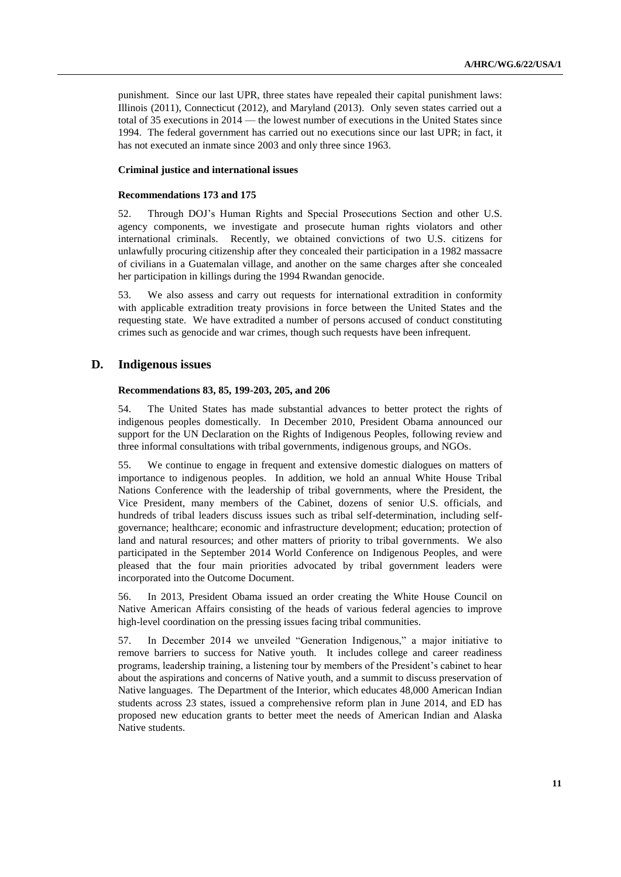punishment. Since our last UPR, three states have repealed their capital punishment laws: Illinois (2011), Connecticut (2012), and Maryland (2013). Only seven states carried out a total of 35 executions in 2014 — the lowest number of executions in the United States since 1994. The federal government has carried out no executions since our last UPR; in fact, it has not executed an inmate since 2003 and only three since 1963.

**Criminal justice and international issues**

**Recommendations 173 and 175**

52. Through DOJ's Human Rights and Special Prosecutions Section and other U.S. agency components, we investigate and prosecute human rights violators and other international criminals. Recently, we obtained convictions of two U.S. citizens for unlawfully procuring citizenship after they concealed their participation in a 1982 massacre of civilians in a Guatemalan village, and another on the same charges after she concealed her participation in killings during the 1994 Rwandan genocide.

53. We also assess and carry out requests for international extradition in conformity with applicable extradition treaty provisions in force between the United States and the requesting state. We have extradited a number of persons accused of conduct constituting crimes such as genocide and war crimes, though such requests have been infrequent.

## D. Indigenous issues

**Recommendations 83, 85, 199-203, 205, and 206**

54. The United States has made substantial advances to better protect the rights of indigenous peoples domestically. In December 2010, President Obama announced our support for the UN Declaration on the Rights of Indigenous Peoples, following review and three informal consultations with tribal governments, indigenous groups, and NGOs.

55. We continue to engage in frequent and extensive domestic dialogues on matters of importance to indigenous peoples. In addition, we hold an annual White House Tribal Nations Conference with the leadership of tribal governments, where the President, the Vice President, many members of the Cabinet, dozens of senior U.S. officials, and hundreds of tribal leaders discuss issues such as tribal self-determination, including self-governance; healthcare; economic and infrastructure development; education; protection of land and natural resources; and other matters of priority to tribal governments. We also participated in the September 2014 World Conference on Indigenous Peoples, and were pleased that the four main priorities advocated by tribal government leaders were incorporated into the Outcome Document.

56. In 2013, President Obama issued an order creating the White House Council on Native American Affairs consisting of the heads of various federal agencies to improve high-level coordination on the pressing issues facing tribal communities.

57. In December 2014 we unveiled "Generation Indigenous," a major initiative to remove barriers to success for Native youth. It includes college and career readiness programs, leadership training, a listening tour by members of the President's cabinet to hear about the aspirations and concerns of Native youth, and a summit to discuss preservation of Native languages. The Department of the Interior, which educates 48,000 American Indian students across 23 states, issued a comprehensive reform plan in June 2014, and ED has proposed new education grants to better meet the needs of American Indian and Alaska Native students.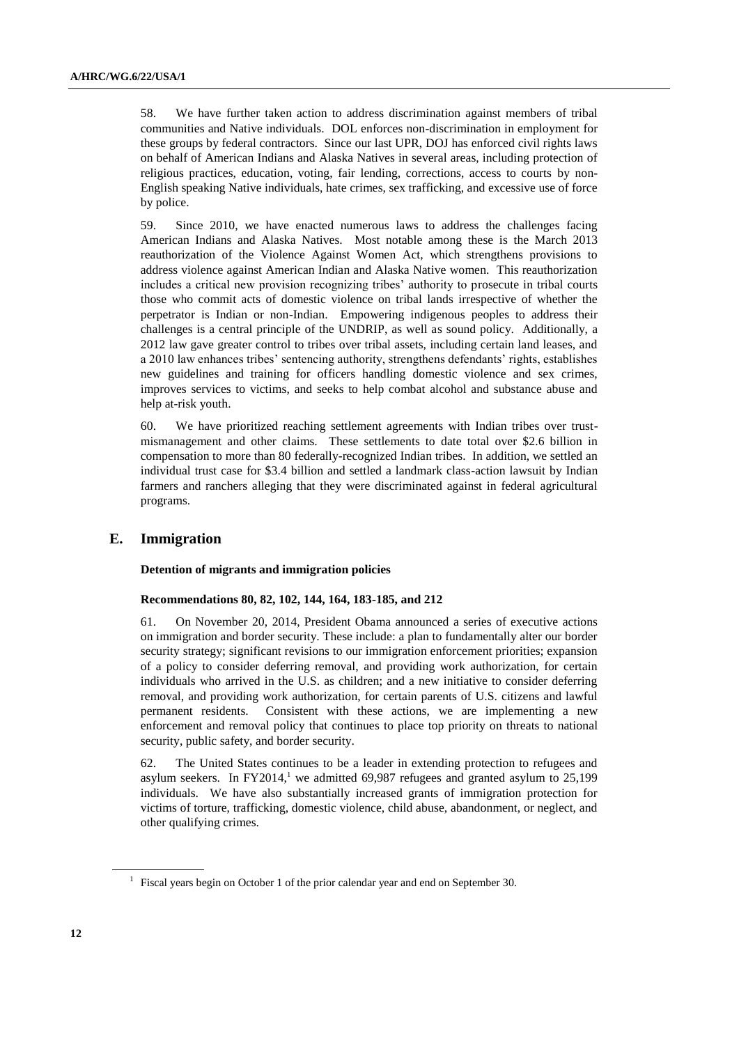58. We have further taken action to address discrimination against members of tribal communities and Native individuals. DOL enforces non-discrimination in employment for these groups by federal contractors. Since our last UPR, DOJ has enforced civil rights laws on behalf of American Indians and Alaska Natives in several areas, including protection of religious practices, education, voting, fair lending, corrections, access to courts by non-English speaking Native individuals, hate crimes, sex trafficking, and excessive use of force by police.

59. Since 2010, we have enacted numerous laws to address the challenges facing American Indians and Alaska Natives. Most notable among these is the March 2013 reauthorization of the Violence Against Women Act, which strengthens provisions to address violence against American Indian and Alaska Native women. This reauthorization includes a critical new provision recognizing tribes' authority to prosecute in tribal courts those who commit acts of domestic violence on tribal lands irrespective of whether the perpetrator is Indian or non-Indian. Empowering indigenous peoples to address their challenges is a central principle of the UNDRIP, as well as sound policy. Additionally, a 2012 law gave greater control to tribes over tribal assets, including certain land leases, and a 2010 law enhances tribes' sentencing authority, strengthens defendants' rights, establishes new guidelines and training for officers handling domestic violence and sex crimes, improves services to victims, and seeks to help combat alcohol and substance abuse and help at-risk youth.

60. We have prioritized reaching settlement agreements with Indian tribes over trust-mismanagement and other claims. These settlements to date total over $2.6 billion in compensation to more than 80 federally-recognized Indian tribes. In addition, we settled an individual trust case for $3.4 billion and settled a landmark class-action lawsuit by Indian farmers and ranchers alleging that they were discriminated against in federal agricultural programs.

## E. Immigration

### Detention of migrants and immigration policies

#### Recommendations 80, 82, 102, 144, 164, 183-185, and 212

61. On November 20, 2014, President Obama announced a series of executive actions on immigration and border security. These include: a plan to fundamentally alter our border security strategy; significant revisions to our immigration enforcement priorities; expansion of a policy to consider deferring removal, and providing work authorization, for certain individuals who arrived in the U.S. as children; and a new initiative to consider deferring removal, and providing work authorization, for certain parents of U.S. citizens and lawful permanent residents. Consistent with these actions, we are implementing a new enforcement and removal policy that continues to place top priority on threats to national security, public safety, and border security.

62. The United States continues to be a leader in extending protection to refugees and asylum seekers. In FY2014,[1] we admitted 69,987 refugees and granted asylum to 25,199 individuals. We have also substantially increased grants of immigration protection for victims of torture, trafficking, domestic violence, child abuse, abandonment, or neglect, and other qualifying crimes.

[1] Fiscal years begin on October 1 of the prior calendar year and end on September 30.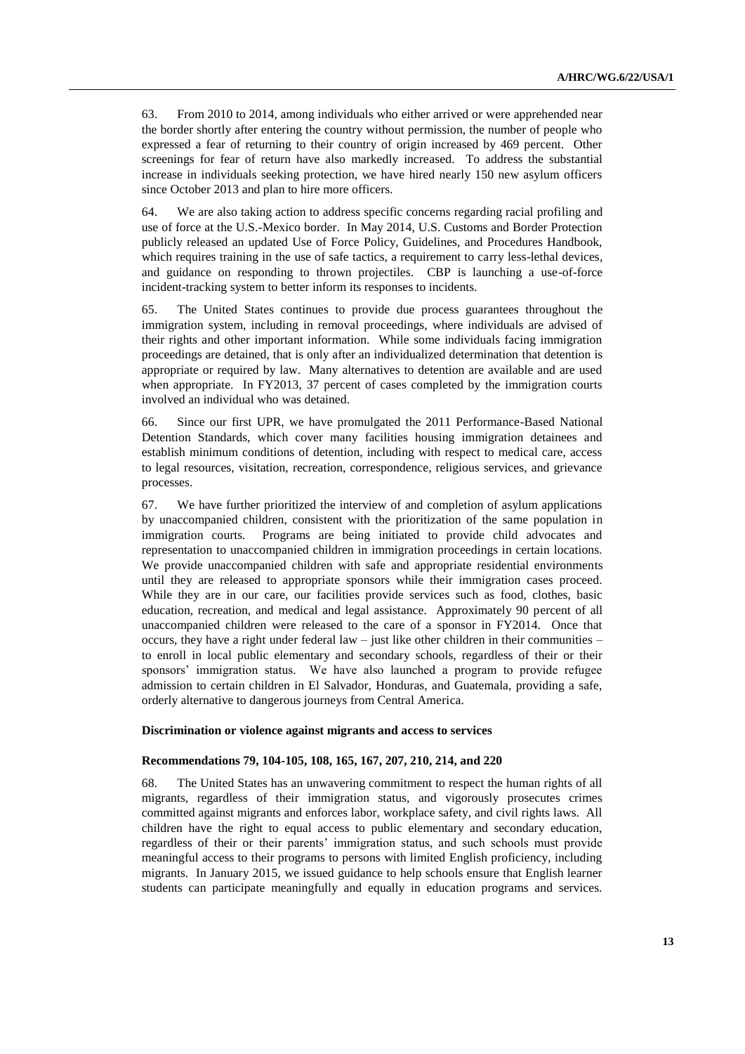63. From 2010 to 2014, among individuals who either arrived or were apprehended near the border shortly after entering the country without permission, the number of people who expressed a fear of returning to their country of origin increased by 469 percent. Other screenings for fear of return have also markedly increased. To address the substantial increase in individuals seeking protection, we have hired nearly 150 new asylum officers since October 2013 and plan to hire more officers.

64. We are also taking action to address specific concerns regarding racial profiling and use of force at the U.S.-Mexico border. In May 2014, U.S. Customs and Border Protection publicly released an updated Use of Force Policy, Guidelines, and Procedures Handbook, which requires training in the use of safe tactics, a requirement to carry less-lethal devices, and guidance on responding to thrown projectiles. CBP is launching a use-of-force incident-tracking system to better inform its responses to incidents.

65. The United States continues to provide due process guarantees throughout the immigration system, including in removal proceedings, where individuals are advised of their rights and other important information. While some individuals facing immigration proceedings are detained, that is only after an individualized determination that detention is appropriate or required by law. Many alternatives to detention are available and are used when appropriate. In FY2013, 37 percent of cases completed by the immigration courts involved an individual who was detained.

66. Since our first UPR, we have promulgated the 2011 Performance-Based National Detention Standards, which cover many facilities housing immigration detainees and establish minimum conditions of detention, including with respect to medical care, access to legal resources, visitation, recreation, correspondence, religious services, and grievance processes.

67. We have further prioritized the interview of and completion of asylum applications by unaccompanied children, consistent with the prioritization of the same population in immigration courts. Programs are being initiated to provide child advocates and representation to unaccompanied children in immigration proceedings in certain locations. We provide unaccompanied children with safe and appropriate residential environments until they are released to appropriate sponsors while their immigration cases proceed. While they are in our care, our facilities provide services such as food, clothes, basic education, recreation, and medical and legal assistance. Approximately 90 percent of all unaccompanied children were released to the care of a sponsor in FY2014. Once that occurs, they have a right under federal law – just like other children in their communities – to enroll in local public elementary and secondary schools, regardless of their or their sponsors' immigration status. We have also launched a program to provide refugee admission to certain children in El Salvador, Honduras, and Guatemala, providing a safe, orderly alternative to dangerous journeys from Central America.

**Discrimination or violence against migrants and access to services**

**Recommendations 79, 104-105, 108, 165, 167, 207, 210, 214, and 220**

68. The United States has an unwavering commitment to respect the human rights of all migrants, regardless of their immigration status, and vigorously prosecutes crimes committed against migrants and enforces labor, workplace safety, and civil rights laws. All children have the right to equal access to public elementary and secondary education, regardless of their or their parents' immigration status, and such schools must provide meaningful access to their programs to persons with limited English proficiency, including migrants. In January 2015, we issued guidance to help schools ensure that English learner students can participate meaningfully and equally in education programs and services.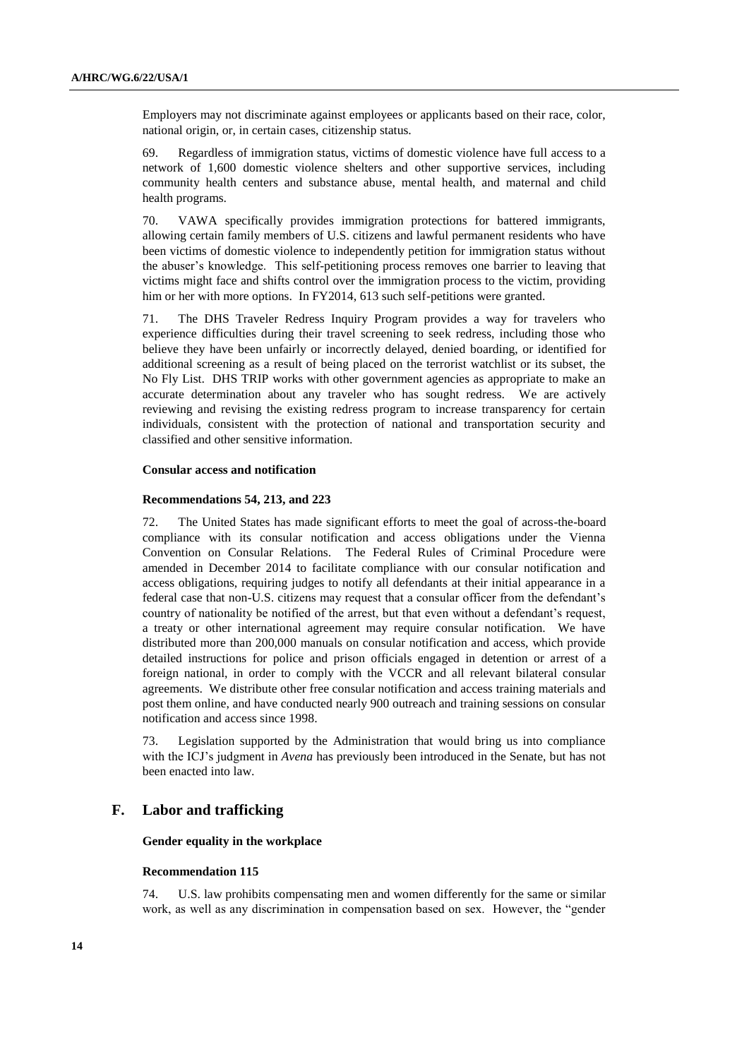Employers may not discriminate against employees or applicants based on their race, color, national origin, or, in certain cases, citizenship status.

69. Regardless of immigration status, victims of domestic violence have full access to a network of 1,600 domestic violence shelters and other supportive services, including community health centers and substance abuse, mental health, and maternal and child health programs.

70. VAWA specifically provides immigration protections for battered immigrants, allowing certain family members of U.S. citizens and lawful permanent residents who have been victims of domestic violence to independently petition for immigration status without the abuser's knowledge. This self-petitioning process removes one barrier to leaving that victims might face and shifts control over the immigration process to the victim, providing him or her with more options. In FY2014, 613 such self-petitions were granted.

71. The DHS Traveler Redress Inquiry Program provides a way for travelers who experience difficulties during their travel screening to seek redress, including those who believe they have been unfairly or incorrectly delayed, denied boarding, or identified for additional screening as a result of being placed on the terrorist watchlist or its subset, the No Fly List. DHS TRIP works with other government agencies as appropriate to make an accurate determination about any traveler who has sought redress. We are actively reviewing and revising the existing redress program to increase transparency for certain individuals, consistent with the protection of national and transportation security and classified and other sensitive information.

#### Consular access and notification

#### Recommendations 54, 213, and 223

72. The United States has made significant efforts to meet the goal of across-the-board compliance with its consular notification and access obligations under the Vienna Convention on Consular Relations. The Federal Rules of Criminal Procedure were amended in December 2014 to facilitate compliance with our consular notification and access obligations, requiring judges to notify all defendants at their initial appearance in a federal case that non-U.S. citizens may request that a consular officer from the defendant's country of nationality be notified of the arrest, but that even without a defendant's request, a treaty or other international agreement may require consular notification. We have distributed more than 200,000 manuals on consular notification and access, which provide detailed instructions for police and prison officials engaged in detention or arrest of a foreign national, in order to comply with the VCCR and all relevant bilateral consular agreements. We distribute other free consular notification and access training materials and post them online, and have conducted nearly 900 outreach and training sessions on consular notification and access since 1998.

73. Legislation supported by the Administration that would bring us into compliance with the ICJ's judgment in *Avena* has previously been introduced in the Senate, but has not been enacted into law.

## F. Labor and trafficking

#### Gender equality in the workplace

#### Recommendation 115

74. U.S. law prohibits compensating men and women differently for the same or similar work, as well as any discrimination in compensation based on sex. However, the "gender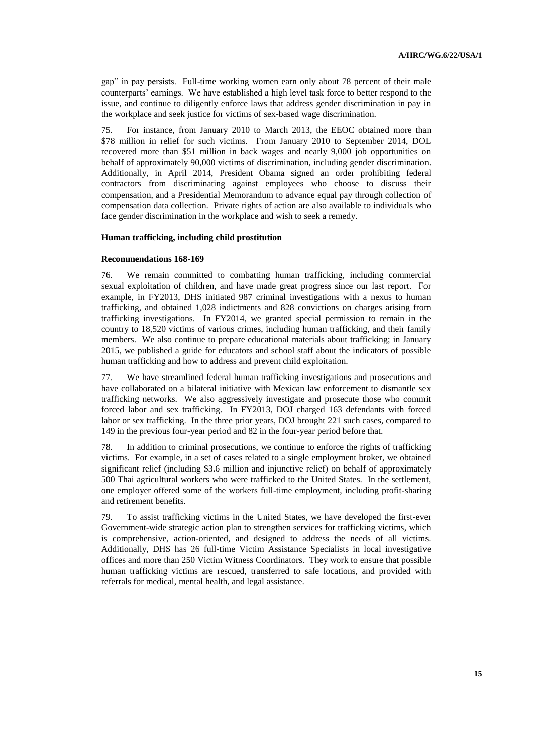gap" in pay persists. Full-time working women earn only about 78 percent of their male counterparts' earnings. We have established a high level task force to better respond to the issue, and continue to diligently enforce laws that address gender discrimination in pay in the workplace and seek justice for victims of sex-based wage discrimination.

75. For instance, from January 2010 to March 2013, the EEOC obtained more than \$78 million in relief for such victims. From January 2010 to September 2014, DOL recovered more than \$51 million in back wages and nearly 9,000 job opportunities on behalf of approximately 90,000 victims of discrimination, including gender discrimination. Additionally, in April 2014, President Obama signed an order prohibiting federal contractors from discriminating against employees who choose to discuss their compensation, and a Presidential Memorandum to advance equal pay through collection of compensation data collection. Private rights of action are also available to individuals who face gender discrimination in the workplace and wish to seek a remedy.

### Human trafficking, including child prostitution

#### Recommendations 168-169

76. We remain committed to combatting human trafficking, including commercial sexual exploitation of children, and have made great progress since our last report. For example, in FY2013, DHS initiated 987 criminal investigations with a nexus to human trafficking, and obtained 1,028 indictments and 828 convictions on charges arising from trafficking investigations. In FY2014, we granted special permission to remain in the country to 18,520 victims of various crimes, including human trafficking, and their family members. We also continue to prepare educational materials about trafficking; in January 2015, we published a guide for educators and school staff about the indicators of possible human trafficking and how to address and prevent child exploitation.

77. We have streamlined federal human trafficking investigations and prosecutions and have collaborated on a bilateral initiative with Mexican law enforcement to dismantle sex trafficking networks. We also aggressively investigate and prosecute those who commit forced labor and sex trafficking. In FY2013, DOJ charged 163 defendants with forced labor or sex trafficking. In the three prior years, DOJ brought 221 such cases, compared to 149 in the previous four-year period and 82 in the four-year period before that.

78. In addition to criminal prosecutions, we continue to enforce the rights of trafficking victims. For example, in a set of cases related to a single employment broker, we obtained significant relief (including \$3.6 million and injunctive relief) on behalf of approximately 500 Thai agricultural workers who were trafficked to the United States. In the settlement, one employer offered some of the workers full-time employment, including profit-sharing and retirement benefits.

79. To assist trafficking victims in the United States, we have developed the first-ever Government-wide strategic action plan to strengthen services for trafficking victims, which is comprehensive, action-oriented, and designed to address the needs of all victims. Additionally, DHS has 26 full-time Victim Assistance Specialists in local investigative offices and more than 250 Victim Witness Coordinators. They work to ensure that possible human trafficking victims are rescued, transferred to safe locations, and provided with referrals for medical, mental health, and legal assistance.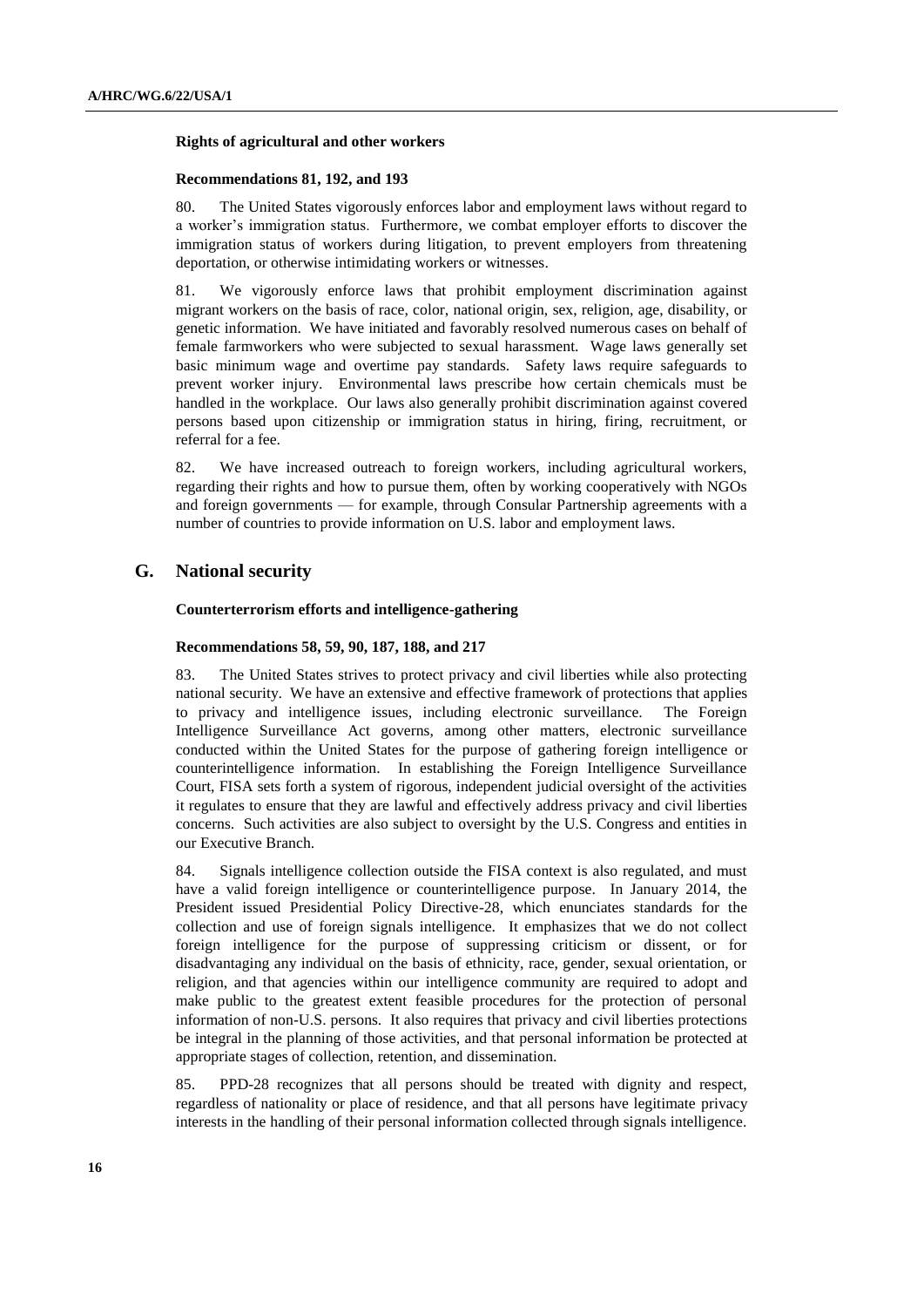**Rights of agricultural and other workers**

**Recommendations 81, 192, and 193**

80. The United States vigorously enforces labor and employment laws without regard to a worker's immigration status. Furthermore, we combat employer efforts to discover the immigration status of workers during litigation, to prevent employers from threatening deportation, or otherwise intimidating workers or witnesses.

81. We vigorously enforce laws that prohibit employment discrimination against migrant workers on the basis of race, color, national origin, sex, religion, age, disability, or genetic information. We have initiated and favorably resolved numerous cases on behalf of female farmworkers who were subjected to sexual harassment. Wage laws generally set basic minimum wage and overtime pay standards. Safety laws require safeguards to prevent worker injury. Environmental laws prescribe how certain chemicals must be handled in the workplace. Our laws also generally prohibit discrimination against covered persons based upon citizenship or immigration status in hiring, firing, recruitment, or referral for a fee.

82. We have increased outreach to foreign workers, including agricultural workers, regarding their rights and how to pursue them, often by working cooperatively with NGOs and foreign governments — for example, through Consular Partnership agreements with a number of countries to provide information on U.S. labor and employment laws.

## G. National security

**Counterterrorism efforts and intelligence-gathering**

**Recommendations 58, 59, 90, 187, 188, and 217**

83. The United States strives to protect privacy and civil liberties while also protecting national security. We have an extensive and effective framework of protections that applies to privacy and intelligence issues, including electronic surveillance. The Foreign Intelligence Surveillance Act governs, among other matters, electronic surveillance conducted within the United States for the purpose of gathering foreign intelligence or counterintelligence information. In establishing the Foreign Intelligence Surveillance Court, FISA sets forth a system of rigorous, independent judicial oversight of the activities it regulates to ensure that they are lawful and effectively address privacy and civil liberties concerns. Such activities are also subject to oversight by the U.S. Congress and entities in our Executive Branch.

84. Signals intelligence collection outside the FISA context is also regulated, and must have a valid foreign intelligence or counterintelligence purpose. In January 2014, the President issued Presidential Policy Directive-28, which enunciates standards for the collection and use of foreign signals intelligence. It emphasizes that we do not collect foreign intelligence for the purpose of suppressing criticism or dissent, or for disadvantaging any individual on the basis of ethnicity, race, gender, sexual orientation, or religion, and that agencies within our intelligence community are required to adopt and make public to the greatest extent feasible procedures for the protection of personal information of non-U.S. persons. It also requires that privacy and civil liberties protections be integral in the planning of those activities, and that personal information be protected at appropriate stages of collection, retention, and dissemination.

85. PPD-28 recognizes that all persons should be treated with dignity and respect, regardless of nationality or place of residence, and that all persons have legitimate privacy interests in the handling of their personal information collected through signals intelligence.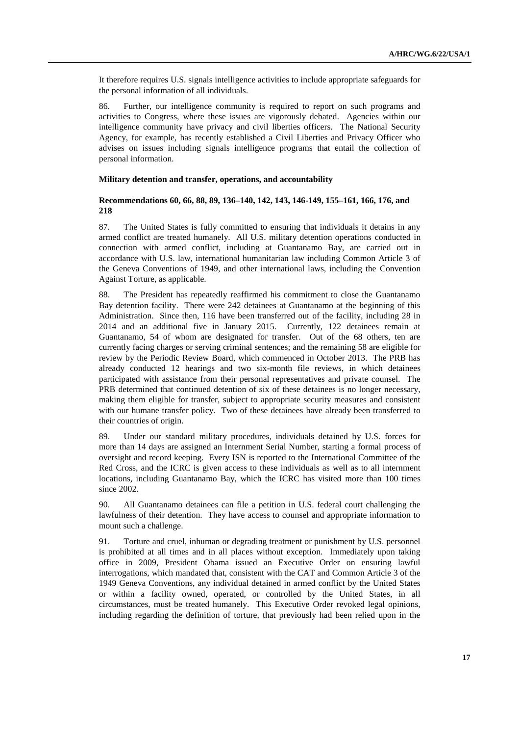It therefore requires U.S. signals intelligence activities to include appropriate safeguards for the personal information of all individuals.

86. Further, our intelligence community is required to report on such programs and activities to Congress, where these issues are vigorously debated. Agencies within our intelligence community have privacy and civil liberties officers. The National Security Agency, for example, has recently established a Civil Liberties and Privacy Officer who advises on issues including signals intelligence programs that entail the collection of personal information.

**Military detention and transfer, operations, and accountability**

**Recommendations 60, 66, 88, 89, 136–140, 142, 143, 146-149, 155–161, 166, 176, and 218**

87. The United States is fully committed to ensuring that individuals it detains in any armed conflict are treated humanely. All U.S. military detention operations conducted in connection with armed conflict, including at Guantanamo Bay, are carried out in accordance with U.S. law, international humanitarian law including Common Article 3 of the Geneva Conventions of 1949, and other international laws, including the Convention Against Torture, as applicable.

88. The President has repeatedly reaffirmed his commitment to close the Guantanamo Bay detention facility. There were 242 detainees at Guantanamo at the beginning of this Administration. Since then, 116 have been transferred out of the facility, including 28 in 2014 and an additional five in January 2015. Currently, 122 detainees remain at Guantanamo, 54 of whom are designated for transfer. Out of the 68 others, ten are currently facing charges or serving criminal sentences; and the remaining 58 are eligible for review by the Periodic Review Board, which commenced in October 2013. The PRB has already conducted 12 hearings and two six-month file reviews, in which detainees participated with assistance from their personal representatives and private counsel. The PRB determined that continued detention of six of these detainees is no longer necessary, making them eligible for transfer, subject to appropriate security measures and consistent with our humane transfer policy. Two of these detainees have already been transferred to their countries of origin.

89. Under our standard military procedures, individuals detained by U.S. forces for more than 14 days are assigned an Internment Serial Number, starting a formal process of oversight and record keeping. Every ISN is reported to the International Committee of the Red Cross, and the ICRC is given access to these individuals as well as to all internment locations, including Guantanamo Bay, which the ICRC has visited more than 100 times since 2002.

90. All Guantanamo detainees can file a petition in U.S. federal court challenging the lawfulness of their detention. They have access to counsel and appropriate information to mount such a challenge.

91. Torture and cruel, inhuman or degrading treatment or punishment by U.S. personnel is prohibited at all times and in all places without exception. Immediately upon taking office in 2009, President Obama issued an Executive Order on ensuring lawful interrogations, which mandated that, consistent with the CAT and Common Article 3 of the 1949 Geneva Conventions, any individual detained in armed conflict by the United States or within a facility owned, operated, or controlled by the United States, in all circumstances, must be treated humanely. This Executive Order revoked legal opinions, including regarding the definition of torture, that previously had been relied upon in the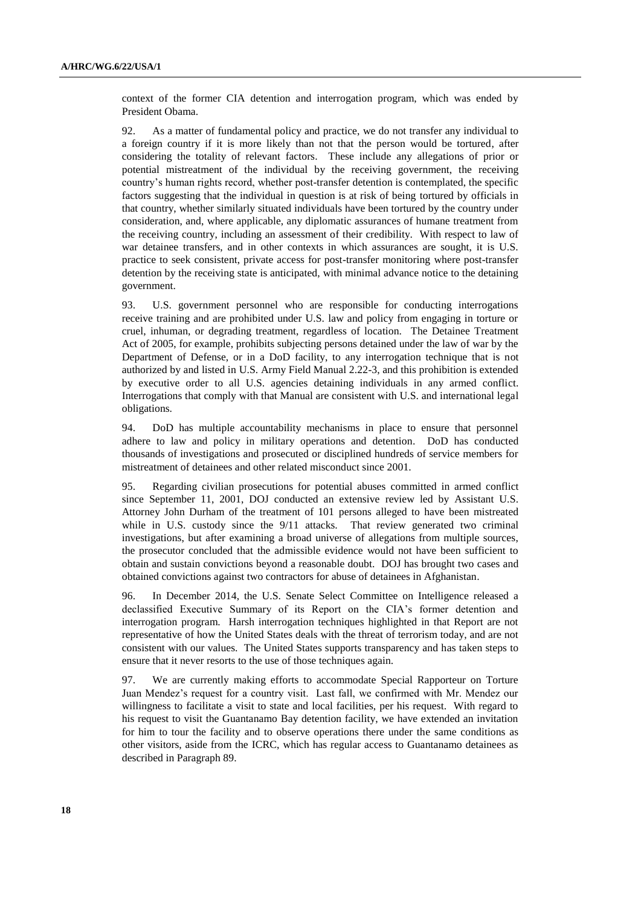context of the former CIA detention and interrogation program, which was ended by President Obama.

92. As a matter of fundamental policy and practice, we do not transfer any individual to a foreign country if it is more likely than not that the person would be tortured, after considering the totality of relevant factors. These include any allegations of prior or potential mistreatment of the individual by the receiving government, the receiving country's human rights record, whether post-transfer detention is contemplated, the specific factors suggesting that the individual in question is at risk of being tortured by officials in that country, whether similarly situated individuals have been tortured by the country under consideration, and, where applicable, any diplomatic assurances of humane treatment from the receiving country, including an assessment of their credibility. With respect to law of war detainee transfers, and in other contexts in which assurances are sought, it is U.S. practice to seek consistent, private access for post-transfer monitoring where post-transfer detention by the receiving state is anticipated, with minimal advance notice to the detaining government.

93. U.S. government personnel who are responsible for conducting interrogations receive training and are prohibited under U.S. law and policy from engaging in torture or cruel, inhuman, or degrading treatment, regardless of location. The Detainee Treatment Act of 2005, for example, prohibits subjecting persons detained under the law of war by the Department of Defense, or in a DoD facility, to any interrogation technique that is not authorized by and listed in U.S. Army Field Manual 2.22-3, and this prohibition is extended by executive order to all U.S. agencies detaining individuals in any armed conflict. Interrogations that comply with that Manual are consistent with U.S. and international legal obligations.

94. DoD has multiple accountability mechanisms in place to ensure that personnel adhere to law and policy in military operations and detention. DoD has conducted thousands of investigations and prosecuted or disciplined hundreds of service members for mistreatment of detainees and other related misconduct since 2001.

95. Regarding civilian prosecutions for potential abuses committed in armed conflict since September 11, 2001, DOJ conducted an extensive review led by Assistant U.S. Attorney John Durham of the treatment of 101 persons alleged to have been mistreated while in U.S. custody since the 9/11 attacks. That review generated two criminal investigations, but after examining a broad universe of allegations from multiple sources, the prosecutor concluded that the admissible evidence would not have been sufficient to obtain and sustain convictions beyond a reasonable doubt. DOJ has brought two cases and obtained convictions against two contractors for abuse of detainees in Afghanistan.

96. In December 2014, the U.S. Senate Select Committee on Intelligence released a declassified Executive Summary of its Report on the CIA's former detention and interrogation program. Harsh interrogation techniques highlighted in that Report are not representative of how the United States deals with the threat of terrorism today, and are not consistent with our values. The United States supports transparency and has taken steps to ensure that it never resorts to the use of those techniques again.

97. We are currently making efforts to accommodate Special Rapporteur on Torture Juan Mendez's request for a country visit. Last fall, we confirmed with Mr. Mendez our willingness to facilitate a visit to state and local facilities, per his request. With regard to his request to visit the Guantanamo Bay detention facility, we have extended an invitation for him to tour the facility and to observe operations there under the same conditions as other visitors, aside from the ICRC, which has regular access to Guantanamo detainees as described in Paragraph 89.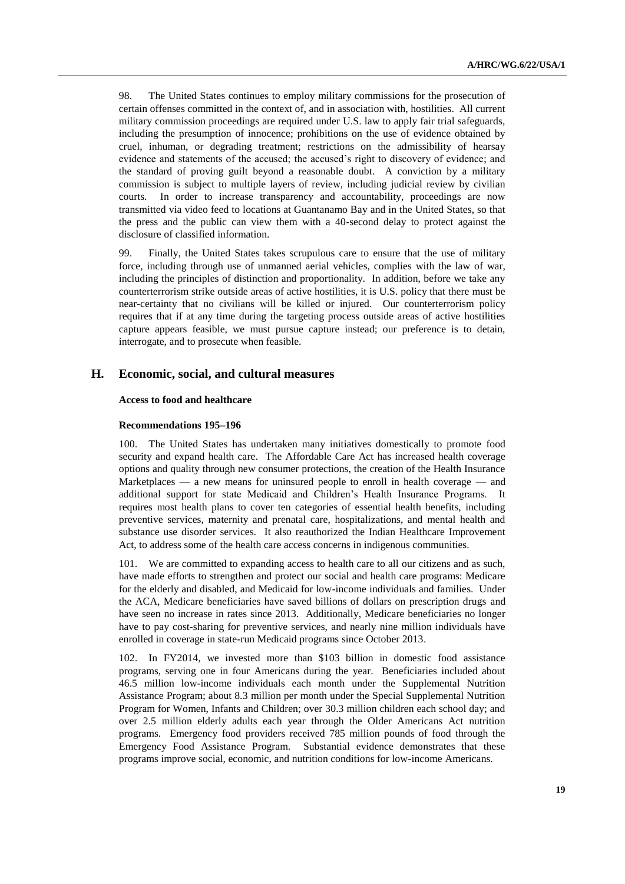98. The United States continues to employ military commissions for the prosecution of certain offenses committed in the context of, and in association with, hostilities. All current military commission proceedings are required under U.S. law to apply fair trial safeguards, including the presumption of innocence; prohibitions on the use of evidence obtained by cruel, inhuman, or degrading treatment; restrictions on the admissibility of hearsay evidence and statements of the accused; the accused's right to discovery of evidence; and the standard of proving guilt beyond a reasonable doubt. A conviction by a military commission is subject to multiple layers of review, including judicial review by civilian courts. In order to increase transparency and accountability, proceedings are now transmitted via video feed to locations at Guantanamo Bay and in the United States, so that the press and the public can view them with a 40-second delay to protect against the disclosure of classified information.

99. Finally, the United States takes scrupulous care to ensure that the use of military force, including through use of unmanned aerial vehicles, complies with the law of war, including the principles of distinction and proportionality. In addition, before we take any counterterrorism strike outside areas of active hostilities, it is U.S. policy that there must be near-certainty that no civilians will be killed or injured. Our counterterrorism policy requires that if at any time during the targeting process outside areas of active hostilities capture appears feasible, we must pursue capture instead; our preference is to detain, interrogate, and to prosecute when feasible.

## H. Economic, social, and cultural measures

#### Access to food and healthcare

#### Recommendations 195–196

100. The United States has undertaken many initiatives domestically to promote food security and expand health care. The Affordable Care Act has increased health coverage options and quality through new consumer protections, the creation of the Health Insurance Marketplaces — a new means for uninsured people to enroll in health coverage — and additional support for state Medicaid and Children's Health Insurance Programs. It requires most health plans to cover ten categories of essential health benefits, including preventive services, maternity and prenatal care, hospitalizations, and mental health and substance use disorder services. It also reauthorized the Indian Healthcare Improvement Act, to address some of the health care access concerns in indigenous communities.

101. We are committed to expanding access to health care to all our citizens and as such, have made efforts to strengthen and protect our social and health care programs: Medicare for the elderly and disabled, and Medicaid for low-income individuals and families. Under the ACA, Medicare beneficiaries have saved billions of dollars on prescription drugs and have seen no increase in rates since 2013. Additionally, Medicare beneficiaries no longer have to pay cost-sharing for preventive services, and nearly nine million individuals have enrolled in coverage in state-run Medicaid programs since October 2013.

102. In FY2014, we invested more than $103 billion in domestic food assistance programs, serving one in four Americans during the year. Beneficiaries included about 46.5 million low-income individuals each month under the Supplemental Nutrition Assistance Program; about 8.3 million per month under the Special Supplemental Nutrition Program for Women, Infants and Children; over 30.3 million children each school day; and over 2.5 million elderly adults each year through the Older Americans Act nutrition programs. Emergency food providers received 785 million pounds of food through the Emergency Food Assistance Program. Substantial evidence demonstrates that these programs improve social, economic, and nutrition conditions for low-income Americans.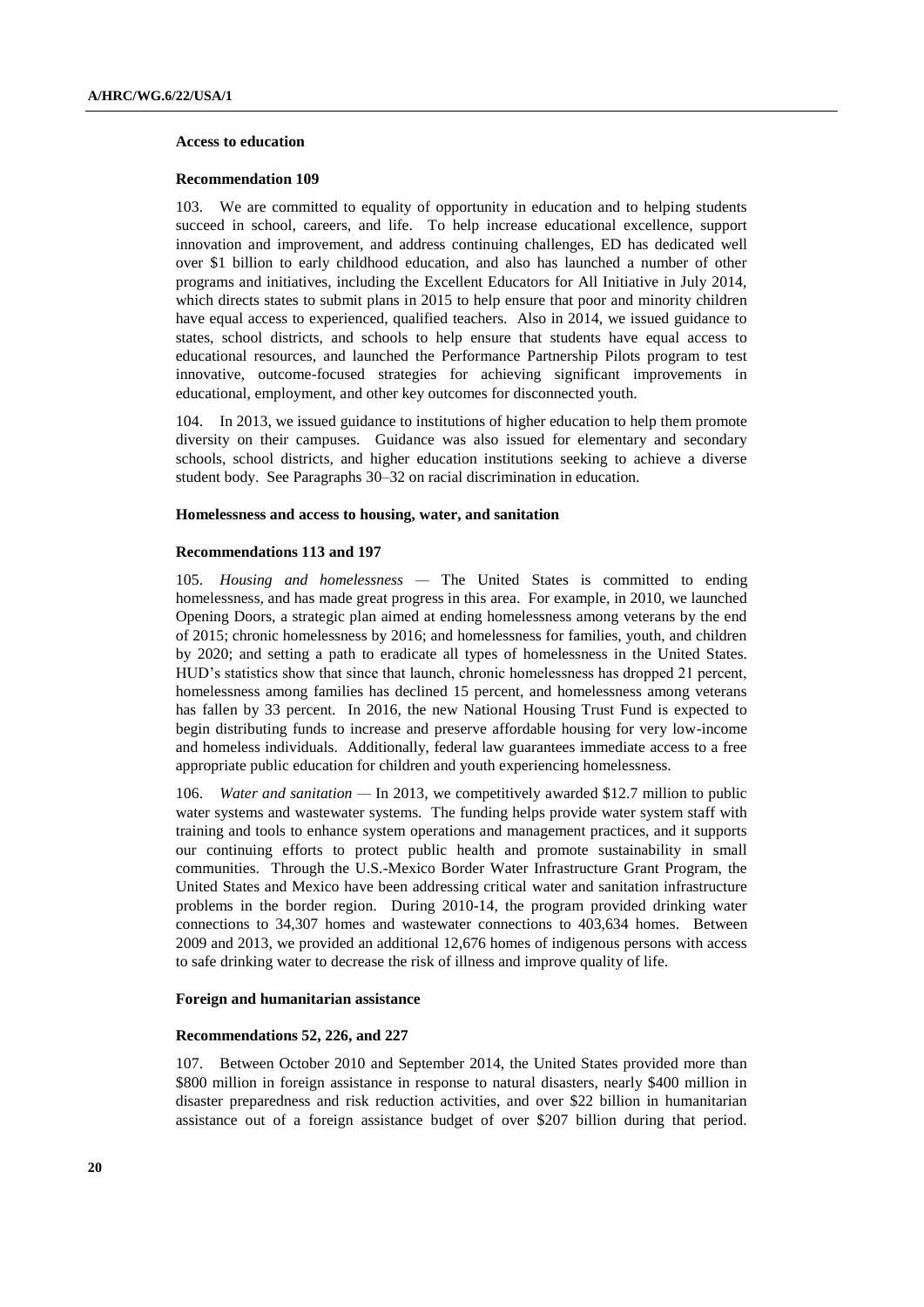**Access to education**

**Recommendation 109**

103. We are committed to equality of opportunity in education and to helping students succeed in school, careers, and life. To help increase educational excellence, support innovation and improvement, and address continuing challenges, ED has dedicated well over $1 billion to early childhood education, and also has launched a number of other programs and initiatives, including the Excellent Educators for All Initiative in July 2014, which directs states to submit plans in 2015 to help ensure that poor and minority children have equal access to experienced, qualified teachers. Also in 2014, we issued guidance to states, school districts, and schools to help ensure that students have equal access to educational resources, and launched the Performance Partnership Pilots program to test innovative, outcome-focused strategies for achieving significant improvements in educational, employment, and other key outcomes for disconnected youth.

104. In 2013, we issued guidance to institutions of higher education to help them promote diversity on their campuses. Guidance was also issued for elementary and secondary schools, school districts, and higher education institutions seeking to achieve a diverse student body. See Paragraphs 30–32 on racial discrimination in education.

**Homelessness and access to housing, water, and sanitation**

**Recommendations 113 and 197**

105. *Housing and homelessness* — The United States is committed to ending homelessness, and has made great progress in this area. For example, in 2010, we launched Opening Doors, a strategic plan aimed at ending homelessness among veterans by the end of 2015; chronic homelessness by 2016; and homelessness for families, youth, and children by 2020; and setting a path to eradicate all types of homelessness in the United States. HUD's statistics show that since that launch, chronic homelessness has dropped 21 percent, homelessness among families has declined 15 percent, and homelessness among veterans has fallen by 33 percent. In 2016, the new National Housing Trust Fund is expected to begin distributing funds to increase and preserve affordable housing for very low-income and homeless individuals. Additionally, federal law guarantees immediate access to a free appropriate public education for children and youth experiencing homelessness.

106. *Water and sanitation* — In 2013, we competitively awarded $12.7 million to public water systems and wastewater systems. The funding helps provide water system staff with training and tools to enhance system operations and management practices, and it supports our continuing efforts to protect public health and promote sustainability in small communities. Through the U.S.-Mexico Border Water Infrastructure Grant Program, the United States and Mexico have been addressing critical water and sanitation infrastructure problems in the border region. During 2010-14, the program provided drinking water connections to 34,307 homes and wastewater connections to 403,634 homes. Between 2009 and 2013, we provided an additional 12,676 homes of indigenous persons with access to safe drinking water to decrease the risk of illness and improve quality of life.

**Foreign and humanitarian assistance**

**Recommendations 52, 226, and 227**

107. Between October 2010 and September 2014, the United States provided more than $800 million in foreign assistance in response to natural disasters, nearly $400 million in disaster preparedness and risk reduction activities, and over $22 billion in humanitarian assistance out of a foreign assistance budget of over $207 billion during that period.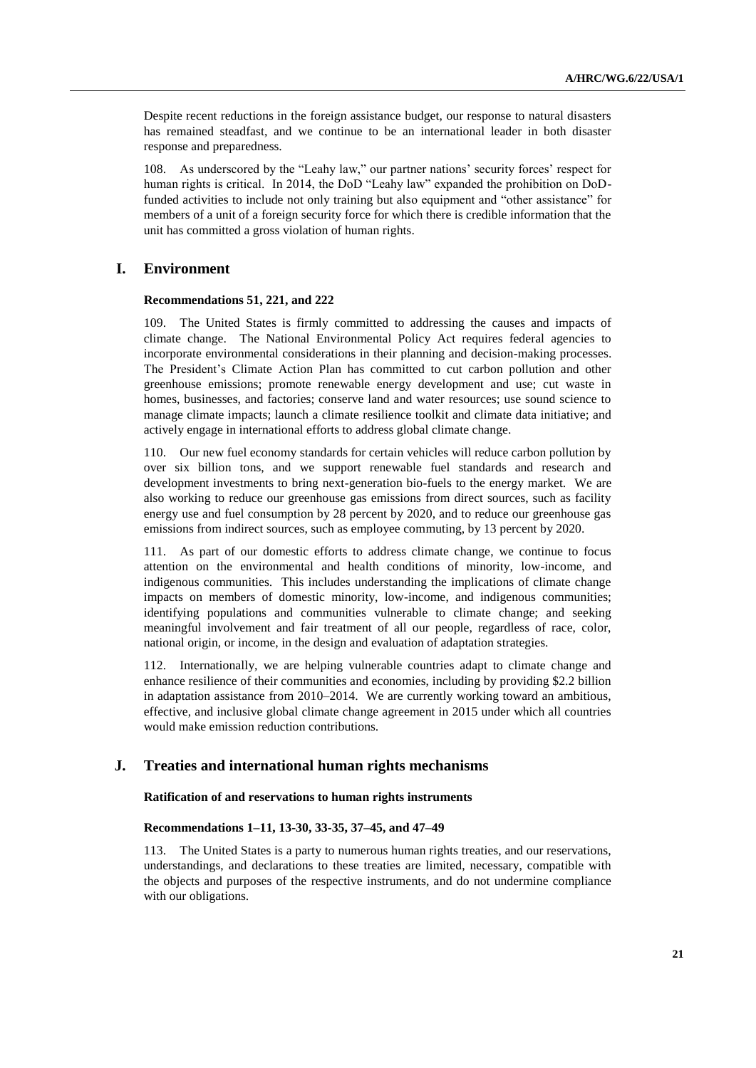Despite recent reductions in the foreign assistance budget, our response to natural disasters has remained steadfast, and we continue to be an international leader in both disaster response and preparedness.

108. As underscored by the "Leahy law," our partner nations' security forces' respect for human rights is critical. In 2014, the DoD "Leahy law" expanded the prohibition on DoD-funded activities to include not only training but also equipment and "other assistance" for members of a unit of a foreign security force for which there is credible information that the unit has committed a gross violation of human rights.

## I. Environment

### Recommendations 51, 221, and 222

109. The United States is firmly committed to addressing the causes and impacts of climate change. The National Environmental Policy Act requires federal agencies to incorporate environmental considerations in their planning and decision-making processes. The President's Climate Action Plan has committed to cut carbon pollution and other greenhouse emissions; promote renewable energy development and use; cut waste in homes, businesses, and factories; conserve land and water resources; use sound science to manage climate impacts; launch a climate resilience toolkit and climate data initiative; and actively engage in international efforts to address global climate change.

110. Our new fuel economy standards for certain vehicles will reduce carbon pollution by over six billion tons, and we support renewable fuel standards and research and development investments to bring next-generation bio-fuels to the energy market. We are also working to reduce our greenhouse gas emissions from direct sources, such as facility energy use and fuel consumption by 28 percent by 2020, and to reduce our greenhouse gas emissions from indirect sources, such as employee commuting, by 13 percent by 2020.

111. As part of our domestic efforts to address climate change, we continue to focus attention on the environmental and health conditions of minority, low-income, and indigenous communities. This includes understanding the implications of climate change impacts on members of domestic minority, low-income, and indigenous communities; identifying populations and communities vulnerable to climate change; and seeking meaningful involvement and fair treatment of all our people, regardless of race, color, national origin, or income, in the design and evaluation of adaptation strategies.

112. Internationally, we are helping vulnerable countries adapt to climate change and enhance resilience of their communities and economies, including by providing $2.2 billion in adaptation assistance from 2010–2014. We are currently working toward an ambitious, effective, and inclusive global climate change agreement in 2015 under which all countries would make emission reduction contributions.

## J. Treaties and international human rights mechanisms

### Ratification of and reservations to human rights instruments

### Recommendations 1–11, 13-30, 33-35, 37–45, and 47–49

113. The United States is a party to numerous human rights treaties, and our reservations, understandings, and declarations to these treaties are limited, necessary, compatible with the objects and purposes of the respective instruments, and do not undermine compliance with our obligations.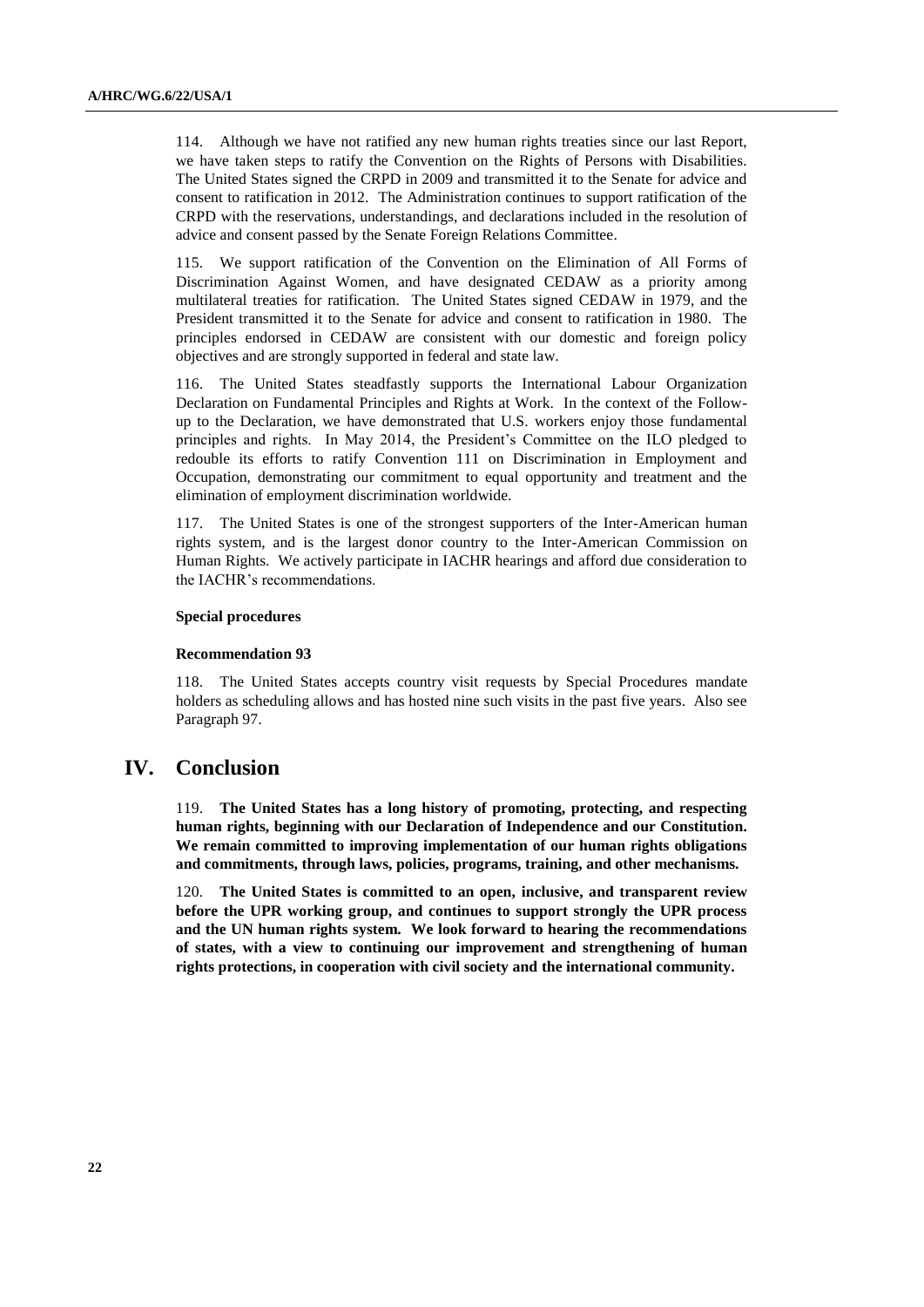114. Although we have not ratified any new human rights treaties since our last Report, we have taken steps to ratify the Convention on the Rights of Persons with Disabilities. The United States signed the CRPD in 2009 and transmitted it to the Senate for advice and consent to ratification in 2012. The Administration continues to support ratification of the CRPD with the reservations, understandings, and declarations included in the resolution of advice and consent passed by the Senate Foreign Relations Committee.

115. We support ratification of the Convention on the Elimination of All Forms of Discrimination Against Women, and have designated CEDAW as a priority among multilateral treaties for ratification. The United States signed CEDAW in 1979, and the President transmitted it to the Senate for advice and consent to ratification in 1980. The principles endorsed in CEDAW are consistent with our domestic and foreign policy objectives and are strongly supported in federal and state law.

116. The United States steadfastly supports the International Labour Organization Declaration on Fundamental Principles and Rights at Work. In the context of the Follow-up to the Declaration, we have demonstrated that U.S. workers enjoy those fundamental principles and rights. In May 2014, the President's Committee on the ILO pledged to redouble its efforts to ratify Convention 111 on Discrimination in Employment and Occupation, demonstrating our commitment to equal opportunity and treatment and the elimination of employment discrimination worldwide.

117. The United States is one of the strongest supporters of the Inter-American human rights system, and is the largest donor country to the Inter-American Commission on Human Rights. We actively participate in IACHR hearings and afford due consideration to the IACHR's recommendations.

**Special procedures**

**Recommendation 93**

118. The United States accepts country visit requests by Special Procedures mandate holders as scheduling allows and has hosted nine such visits in the past five years. Also see Paragraph 97.

## IV. Conclusion

119. **The United States has a long history of promoting, protecting, and respecting human rights, beginning with our Declaration of Independence and our Constitution. We remain committed to improving implementation of our human rights obligations and commitments, through laws, policies, programs, training, and other mechanisms.**

120. **The United States is committed to an open, inclusive, and transparent review before the UPR working group, and continues to support strongly the UPR process and the UN human rights system. We look forward to hearing the recommendations of states, with a view to continuing our improvement and strengthening of human rights protections, in cooperation with civil society and the international community.**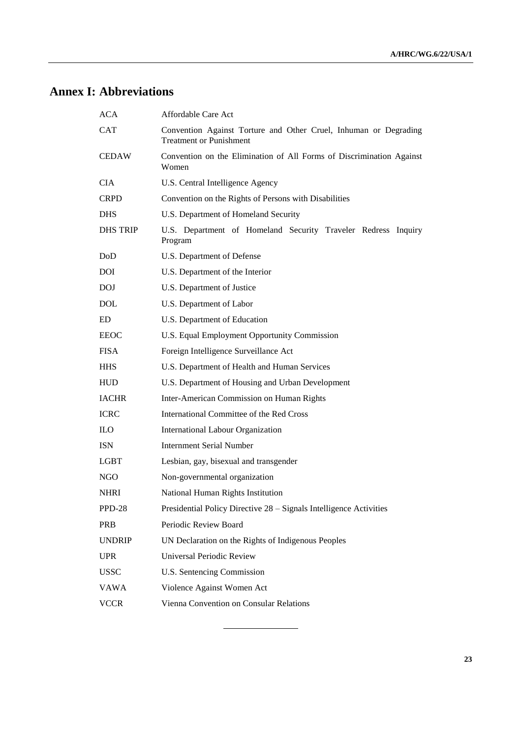# Annex I: Abbreviations

| | |
|---|---|
| ACA | Affordable Care Act |
| CAT | Convention Against Torture and Other Cruel, Inhuman or Degrading Treatment or Punishment |
| CEDAW | Convention on the Elimination of All Forms of Discrimination Against Women |
| CIA | U.S. Central Intelligence Agency |
| CRPD | Convention on the Rights of Persons with Disabilities |
| DHS | U.S. Department of Homeland Security |
| DHS TRIP | U.S. Department of Homeland Security Traveler Redress Inquiry Program |
| DoD | U.S. Department of Defense |
| DOI | U.S. Department of the Interior |
| DOJ | U.S. Department of Justice |
| DOL | U.S. Department of Labor |
| ED | U.S. Department of Education |
| EEOC | U.S. Equal Employment Opportunity Commission |
| FISA | Foreign Intelligence Surveillance Act |
| HHS | U.S. Department of Health and Human Services |
| HUD | U.S. Department of Housing and Urban Development |
| IACHR | Inter-American Commission on Human Rights |
| ICRC | International Committee of the Red Cross |
| ILO | International Labour Organization |
| ISN | Internment Serial Number |
| LGBT | Lesbian, gay, bisexual and transgender |
| NGO | Non-governmental organization |
| NHRI | National Human Rights Institution |
| PPD-28 | Presidential Policy Directive 28 – Signals Intelligence Activities |
| PRB | Periodic Review Board |
| UNDRIP | UN Declaration on the Rights of Indigenous Peoples |
| UPR | Universal Periodic Review |
| USSC | U.S. Sentencing Commission |
| VAWA | Violence Against Women Act |
| VCCR | Vienna Convention on Consular Relations |